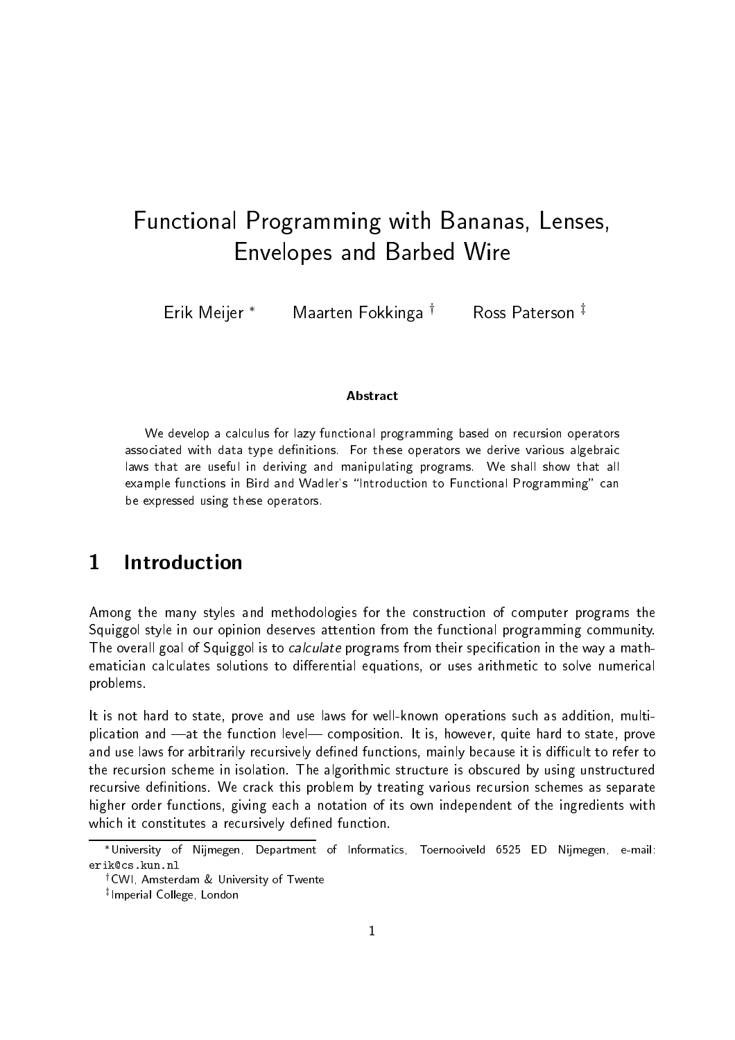# Functional Programming with Bananas, Lenses, Envelopes and Barbed Wire

Erik Meijer [*] Maarten Fokkinga [†] Ross Paterson [‡]

**Abstract**

We develop a calculus for lazy functional programming based on recursion operators associated with data type definitions. For these operators we derive various algebraic laws that are useful in deriving and manipulating programs. We shall show that all example functions in Bird and Wadler's "Introduction to Functional Programming" can be expressed using these operators.

## 1 Introduction

Among the many styles and methodologies for the construction of computer programs the Squiggol style in our opinion deserves attention from the functional programming community. The overall goal of Squiggol is to *calculate* programs from their specification in the way a mathematician calculates solutions to differential equations, or uses arithmetic to solve numerical problems.

It is not hard to state, prove and use laws for well-known operations such as addition, multiplication and —at the function level— composition. It is, however, quite hard to state, prove and use laws for arbitrarily recursively defined functions, mainly because it is difficult to refer to the recursion scheme in isolation. The algorithmic structure is obscured by using unstructured recursive definitions. We crack this problem by treating various recursion schemes as separate higher order functions, giving each a notation of its own independent of the ingredients with which it constitutes a recursively defined function.

[*] University of Nijmegen, Department of Informatics, Toernooiveld 6525 ED Nijmegen, e-mail: `erik@cs.kun.nl`

[†] CWI, Amsterdam & University of Twente

[‡] Imperial College, London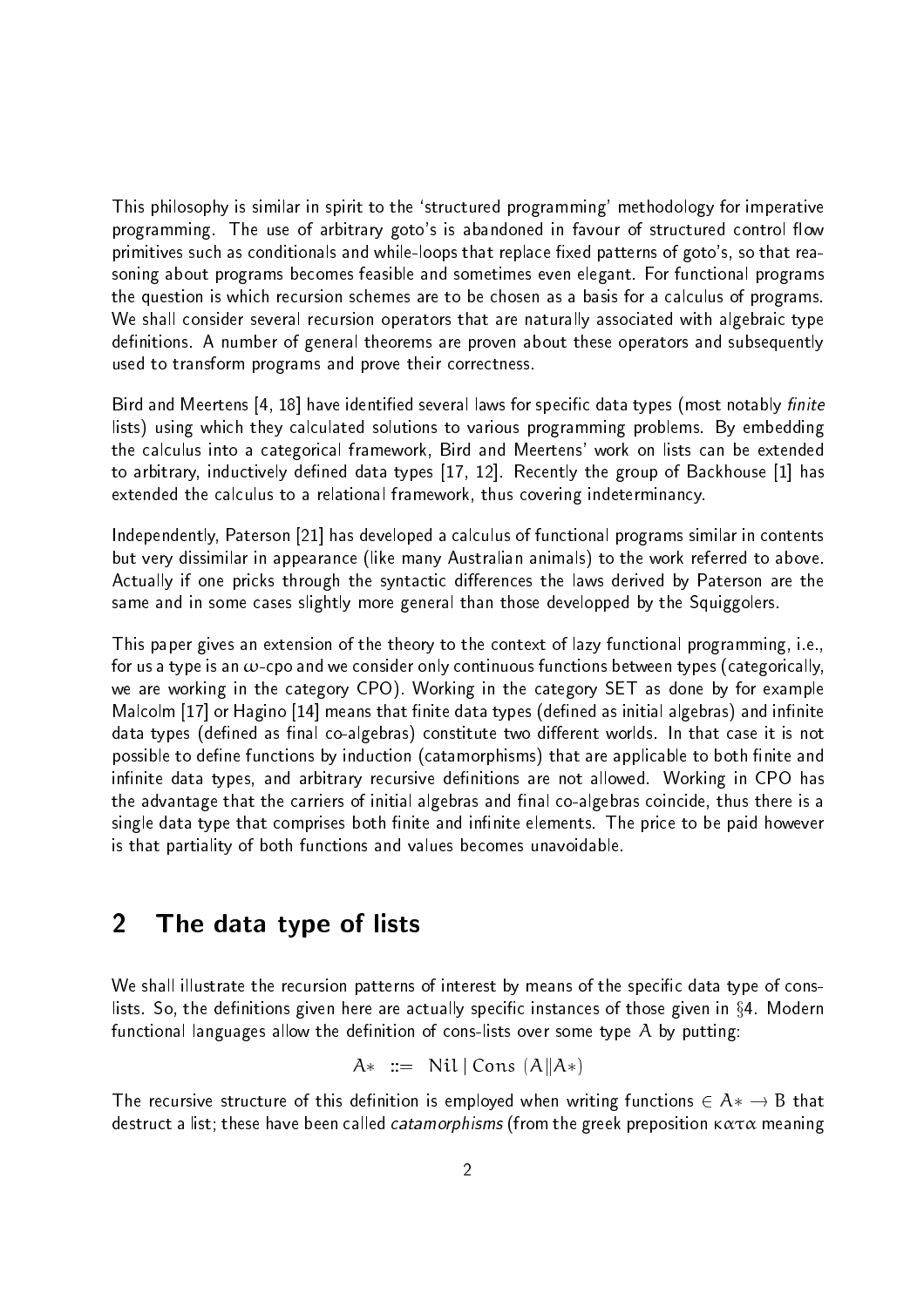This philosophy is similar in spirit to the 'structured programming' methodology for imperative programming. The use of arbitrary goto's is abandoned in favour of structured control flow primitives such as conditionals and while-loops that replace fixed patterns of goto's, so that reasoning about programs becomes feasible and sometimes even elegant. For functional programs the question is which recursion schemes are to be chosen as a basis for a calculus of programs. We shall consider several recursion operators that are naturally associated with algebraic type definitions. A number of general theorems are proven about these operators and subsequently used to transform programs and prove their correctness.

Bird and Meertens [4, 18] have identified several laws for specific data types (most notably *finite* lists) using which they calculated solutions to various programming problems. By embedding the calculus into a categorical framework, Bird and Meertens' work on lists can be extended to arbitrary, inductively defined data types [17, 12]. Recently the group of Backhouse [1] has extended the calculus to a relational framework, thus covering indeterminancy.

Independently, Paterson [21] has developed a calculus of functional programs similar in contents but very dissimilar in appearance (like many Australian animals) to the work referred to above. Actually if one pricks through the syntactic differences the laws derived by Paterson are the same and in some cases slightly more general than those developped by the Squiggolers.

This paper gives an extension of the theory to the context of lazy functional programming, i.e., for us a type is an $\omega$-cpo and we consider only continuous functions between types (categorically, we are working in the category CPO). Working in the category SET as done by for example Malcolm [17] or Hagino [14] means that finite data types (defined as initial algebras) and infinite data types (defined as final co-algebras) constitute two different worlds. In that case it is not possible to define functions by induction (catamorphisms) that are applicable to both finite and infinite data types, and arbitrary recursive definitions are not allowed. Working in CPO has the advantage that the carriers of initial algebras and final co-algebras coincide, thus there is a single data type that comprises both finite and infinite elements. The price to be paid however is that partiality of both functions and values becomes unavoidable.

## 2 The data type of lists

We shall illustrate the recursion patterns of interest by means of the specific data type of cons-lists. So, the definitions given here are actually specific instances of those given in §4. Modern functional languages allow the definition of cons-lists over some type $A$ by putting:

$$A* \ ::= \ \mathrm{Nil} \mid \mathrm{Cons}\ (A \| A*)$$

The recursive structure of this definition is employed when writing functions $\in A* \to B$ that destruct a list; these have been called *catamorphisms* (from the greek preposition $\kappa\alpha\tau\alpha$ meaning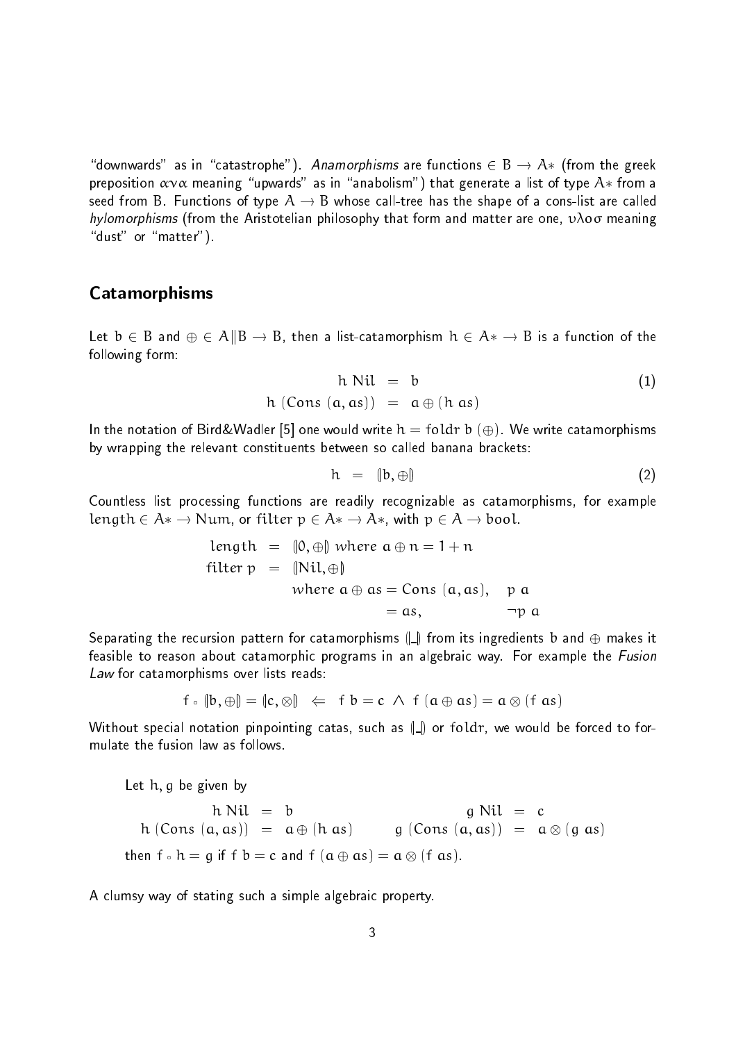"downwards" as in "catastrophe"). *Anamorphisms* are functions $\in B \to A*$ (from the greek preposition $\alpha\nu\alpha$ meaning "upwards" as in "anabolism") that generate a list of type $A*$ from a seed from $B$. Functions of type $A \to B$ whose call-tree has the shape of a cons-list are called *hylomorphisms* (from the Aristotelian philosophy that form and matter are one, $\upsilon\lambda o\sigma$ meaning "dust" or "matter").

## Catamorphisms

Let $b \in B$ and $\oplus \in A \| B \to B$, then a list-catamorphism $h \in A* \to B$ is a function of the following form:

$$\begin{aligned} h \ \mathrm{Nil} &= b \\ h \ (\mathrm{Cons}\ (a, as)) &= a \oplus (h \ as) \end{aligned} \tag{1}$$

In the notation of Bird&Wadler [5] one would write $h = \mathrm{foldr}\ b\ (\oplus)$. We write catamorphisms by wrapping the relevant constituents between so called banana brackets:

$$h = (\!| b, \oplus |\!) \tag{2}$$

Countless list processing functions are readily recognizable as catamorphisms, for example $\mathrm{length} \in A* \to \mathrm{Num}$, or $\mathrm{filter}\ p \in A* \to A*$, with $p \in A \to \mathrm{bool}$.

$$\begin{aligned} \mathrm{length} &= (\!| 0, \oplus |\!) \ \mathrm{where}\ a \oplus n = 1 + n \\ \mathrm{filter}\ p &= (\!| \mathrm{Nil}, \oplus |\!) \\ &\qquad \mathrm{where}\ a \oplus as = \mathrm{Cons}\ (a, as), \quad p\ a \\ &\qquad\qquad\qquad\quad\ = as, \qquad\qquad\quad \neg p\ a \end{aligned}$$

Separating the recursion pattern for catamorphisms $(\!| \_ |\!)$ from its ingredients $b$ and $\oplus$ makes it feasible to reason about catamorphic programs in an algebraic way. For example the *Fusion Law* for catamorphisms over lists reads:

$$f \circ (\!| b, \oplus |\!) = (\!| c, \otimes |\!) \quad \Leftarrow \quad f\ b = c \ \wedge \ f\ (a \oplus as) = a \otimes (f\ as)$$

Without special notation pinpointing catas, such as $(\!| \_ |\!)$ or $\mathrm{foldr}$, we would be forced to formulate the fusion law as follows.

> Let $h, g$ be given by
>
> $$\begin{aligned} h\ \mathrm{Nil} &= b & g\ \mathrm{Nil} &= c \\ h\ (\mathrm{Cons}\ (a, as)) &= a \oplus (h\ as) \qquad & g\ (\mathrm{Cons}\ (a, as)) &= a \otimes (g\ as) \end{aligned}$$
>
> then $f \circ h = g$ if $f\ b = c$ and $f\ (a \oplus as) = a \otimes (f\ as)$.

A clumsy way of stating such a simple algebraic property.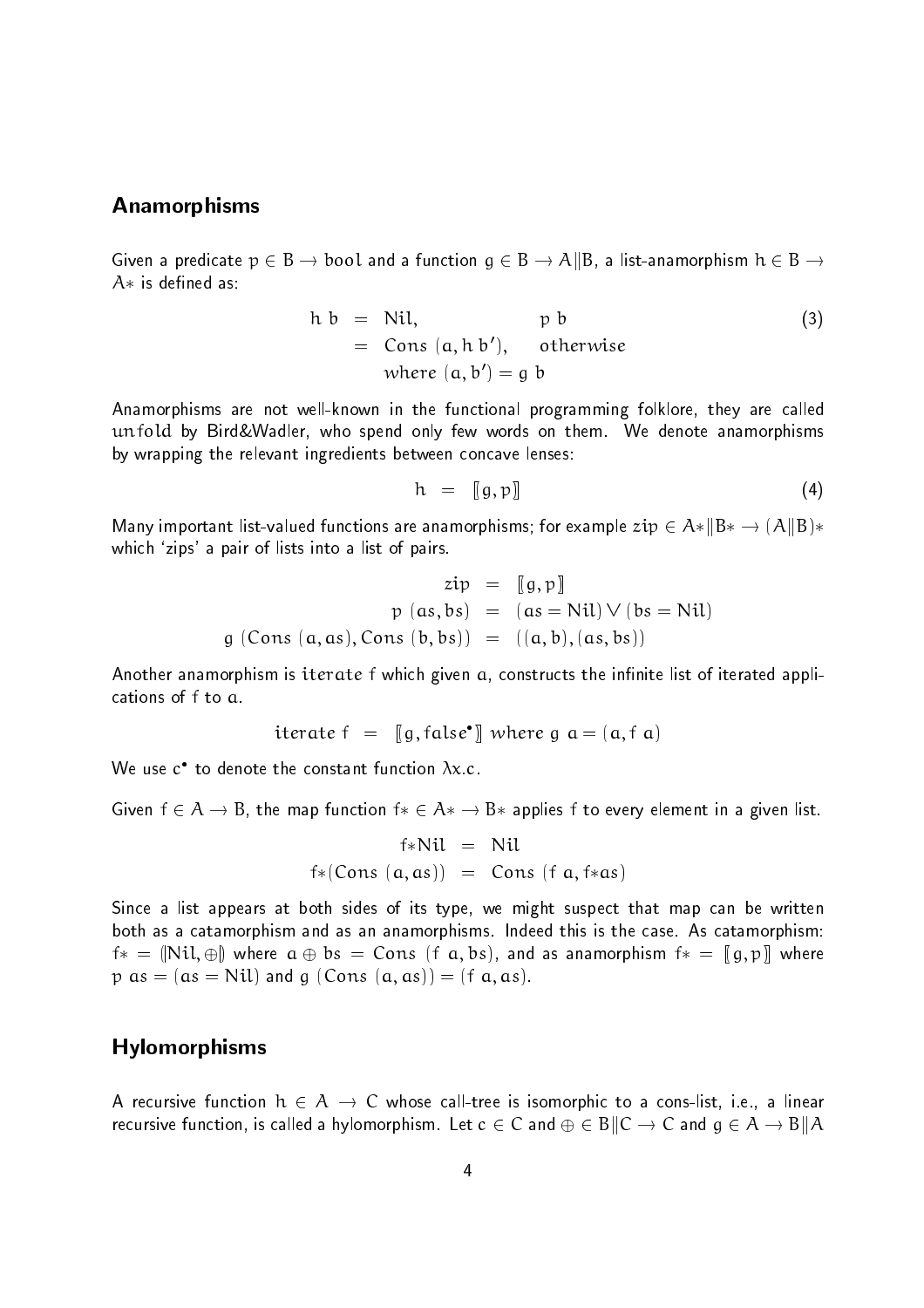## Anamorphisms

Given a predicate $p \in B \to \mathsf{bool}$ and a function $g \in B \to A \| B$, a list-anamorphism $h \in B \to A*$ is defined as:

$$
\begin{aligned}
h\ b &= \mathsf{Nil}, & p\ b \\
&= \mathsf{Cons}\ (a, h\ b'), & \mathit{otherwise} \\
& \quad \mathit{where}\ (a, b') = g\ b
\end{aligned}
\tag{3}
$$

Anamorphisms are not well-known in the functional programming folklore, they are called $\mathit{unfold}$ by Bird&Wadler, who spend only few words on them. We denote anamorphisms by wrapping the relevant ingredients between concave lenses:

$$
h = [\![ g, p ]\!] \tag{4}
$$

Many important list-valued functions are anamorphisms; for example $\mathit{zip} \in A*\|B* \to (A\|B)*$ which 'zips' a pair of lists into a list of pairs.

$$
\begin{aligned}
\mathit{zip} &= [\![ g, p ]\!] \\
p\ (as, bs) &= (as = \mathsf{Nil}) \vee (bs = \mathsf{Nil}) \\
g\ (\mathsf{Cons}\ (a, as), \mathsf{Cons}\ (b, bs)) &= ((a, b), (as, bs))
\end{aligned}
$$

Another anamorphism is $\mathit{iterate}\ f$ which given $a$, constructs the infinite list of iterated applications of $f$ to $a$.

$$
\mathit{iterate}\ f = [\![ g, \mathit{false}^\bullet ]\!]\ \mathit{where}\ g\ a = (a, f\ a)
$$

We use $c^\bullet$ to denote the constant function $\lambda x.c$.

Given $f \in A \to B$, the map function $f* \in A* \to B*$ applies $f$ to every element in a given list.

$$
\begin{aligned}
f*\mathsf{Nil} &= \mathsf{Nil} \\
f*(\mathsf{Cons}\ (a, as)) &= \mathsf{Cons}\ (f\ a, f*as)
\end{aligned}
$$

Since a list appears at both sides of its type, we might suspect that map can be written both as a catamorphism and as an anamorphisms. Indeed this is the case. As catamorphism: $f* = (\!| \mathsf{Nil}, \oplus |\!)$ where $a \oplus bs = \mathsf{Cons}\ (f\ a, bs)$, and as anamorphism $f* = [\![ g, p ]\!]$ where $p\ as = (as = \mathsf{Nil})$ and $g\ (\mathsf{Cons}\ (a, as)) = (f\ a, as)$.

## Hylomorphisms

A recursive function $h \in A \to C$ whose call-tree is isomorphic to a cons-list, i.e., a linear recursive function, is called a hylomorphism. Let $c \in C$ and $\oplus \in B\|C \to C$ and $g \in A \to B\|A$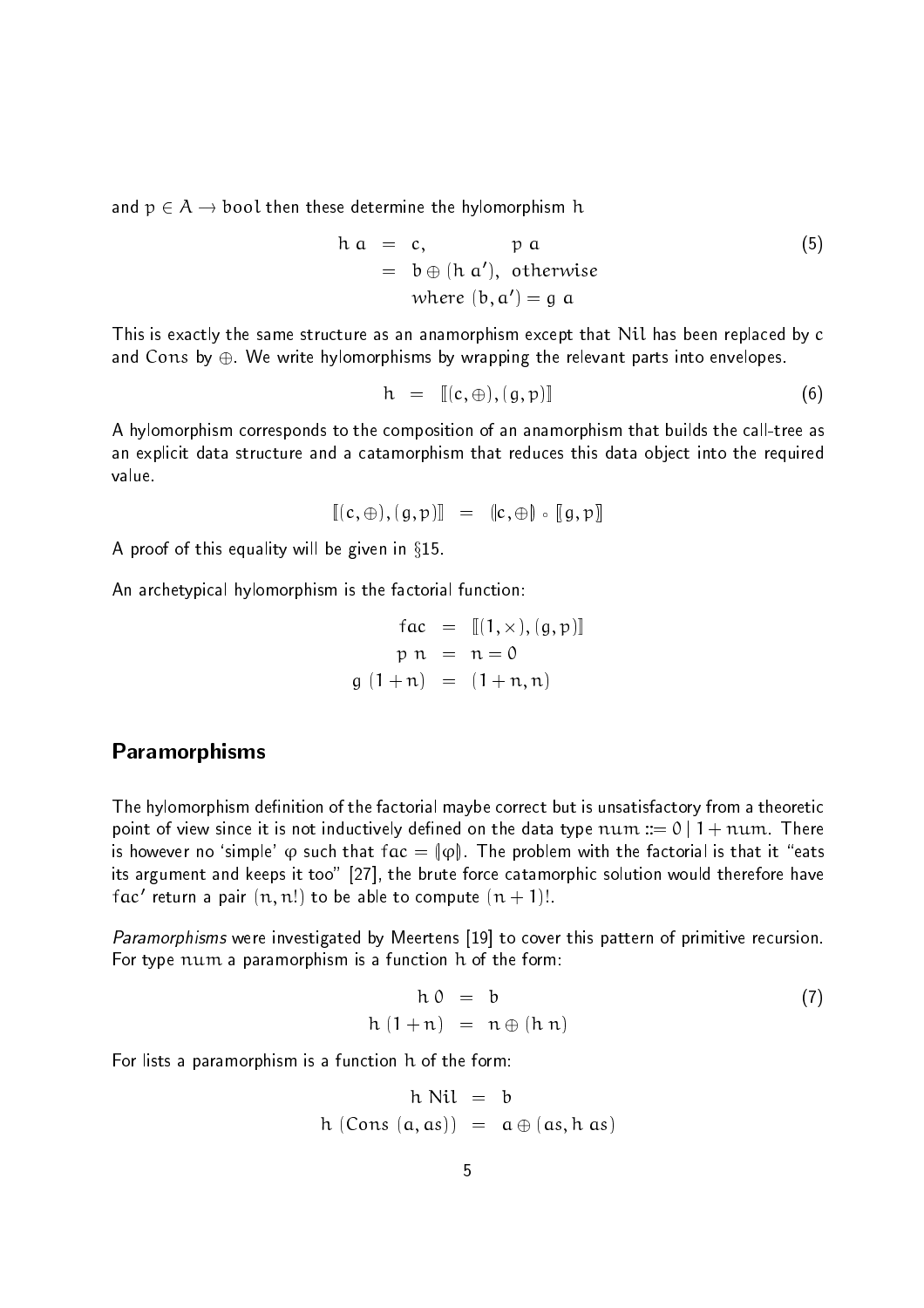and $p \in A \to \text{bool}$ then these determine the hylomorphism $h$

$$
\begin{aligned}
h\ a &= c, && p\ a \\
&= b \oplus (h\ a'), && \text{otherwise} \\
& \quad \textit{where}\ (b, a') = g\ a
\end{aligned}
\tag{5}
$$

This is exactly the same structure as an anamorphism except that $\text{Nil}$ has been replaced by $c$ and $\text{Cons}$ by $\oplus$. We write hylomorphisms by wrapping the relevant parts into envelopes.

$$
h \quad = \quad [\![ (c, \oplus), (g, p) ]\!]
\tag{6}
$$

A hylomorphism corresponds to the composition of an anamorphism that builds the call-tree as an explicit data structure and a catamorphism that reduces this data object into the required value.

$$
[\![ (c, \oplus), (g, p) ]\!] \quad = \quad (\!| c, \oplus |\!) \circ [\![ g, p ]\!]
$$

A proof of this equality will be given in §15.

An archetypical hylomorphism is the factorial function:

$$
\begin{aligned}
fac &= [\![ (1, \times), (g, p) ]\!] \\
p\ n &= n = 0 \\
g\ (1 + n) &= (1 + n, n)
\end{aligned}
$$

## Paramorphisms

The hylomorphism definition of the factorial maybe correct but is unsatisfactory from a theoretic point of view since it is not inductively defined on the data type $num ::= 0 \mid 1 + num$. There is however no 'simple' $\varphi$ such that $fac = (\!| \varphi |\!)$. The problem with the factorial is that it "eats its argument and keeps it too" [27], the brute force catamorphic solution would therefore have $fac'$ return a pair $(n, n!)$ to be able to compute $(n + 1)!$.

*Paramorphisms* were investigated by Meertens [19] to cover this pattern of primitive recursion. For type $num$ a paramorphism is a function $h$ of the form:

$$
\begin{aligned}
h\ 0 &= b \\
h\ (1 + n) &= n \oplus (h\ n)
\end{aligned}
\tag{7}
$$

For lists a paramorphism is a function $h$ of the form:

$$
\begin{aligned}
h\ \text{Nil} &= b \\
h\ (\text{Cons}\ (a, as)) &= a \oplus (as, h\ as)
\end{aligned}
$$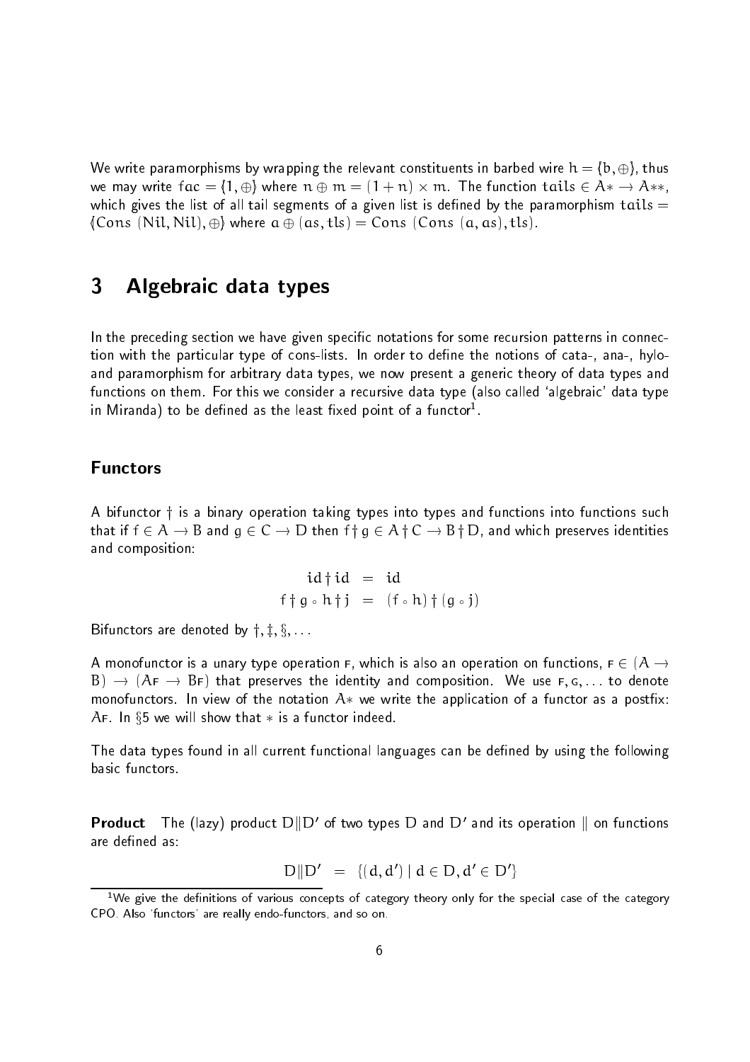We write paramorphisms by wrapping the relevant constituents in barbed wire $h = \{\!\!\{b, \oplus\}\!\!\}$, thus we may write $fac = \{\!\!\{1, \oplus\}\!\!\}$ where $n \oplus m = (1+n) \times m$. The function $tails \in A* \rightarrow A**$, which gives the list of all tail segments of a given list is defined by the paramorphism $tails = \{\!\!\{Cons\ (Nil, Nil), \oplus\}\!\!\}$ where $a \oplus (as, tls) = Cons\ (Cons\ (a, as), tls)$.

# 3 Algebraic data types

In the preceding section we have given specific notations for some recursion patterns in connection with the particular type of cons-lists. In order to define the notions of cata-, ana-, hylo- and paramorphism for arbitrary data types, we now present a generic theory of data types and functions on them. For this we consider a recursive data type (also called 'algebraic' data type in Miranda) to be defined as the least fixed point of a functor[1].

## Functors

A bifunctor $\dagger$ is a binary operation taking types into types and functions into functions such that if $f \in A \rightarrow B$ and $g \in C \rightarrow D$ then $f \dagger g \in A \dagger C \rightarrow B \dagger D$, and which preserves identities and composition:

$$
\begin{aligned}
id \dagger id &= id \\
f \dagger g \circ h \dagger j &= (f \circ h) \dagger (g \circ j)
\end{aligned}
$$

Bifunctors are denoted by $\dagger, \ddagger, \S, \ldots$

A monofunctor is a unary type operation $\mathsf{F}$, which is also an operation on functions, $\mathsf{F} \in (A \rightarrow B) \rightarrow (A\mathsf{F} \rightarrow B\mathsf{F})$ that preserves the identity and composition. We use $\mathsf{F}, \mathsf{G}, \ldots$ to denote monofunctors. In view of the notation $A*$ we write the application of a functor as a postfix: $A\mathsf{F}$. In §5 we will show that $*$ is a functor indeed.

The data types found in all current functional languages can be defined by using the following basic functors.

**Product** The (lazy) product $D \| D'$ of two types $D$ and $D'$ and its operation $\|$ on functions are defined as:

$$
D \| D' = \{(d, d') \mid d \in D, d' \in D'\}
$$

[1] We give the definitions of various concepts of category theory only for the special case of the category CPO. Also 'functors' are really endo-functors, and so on.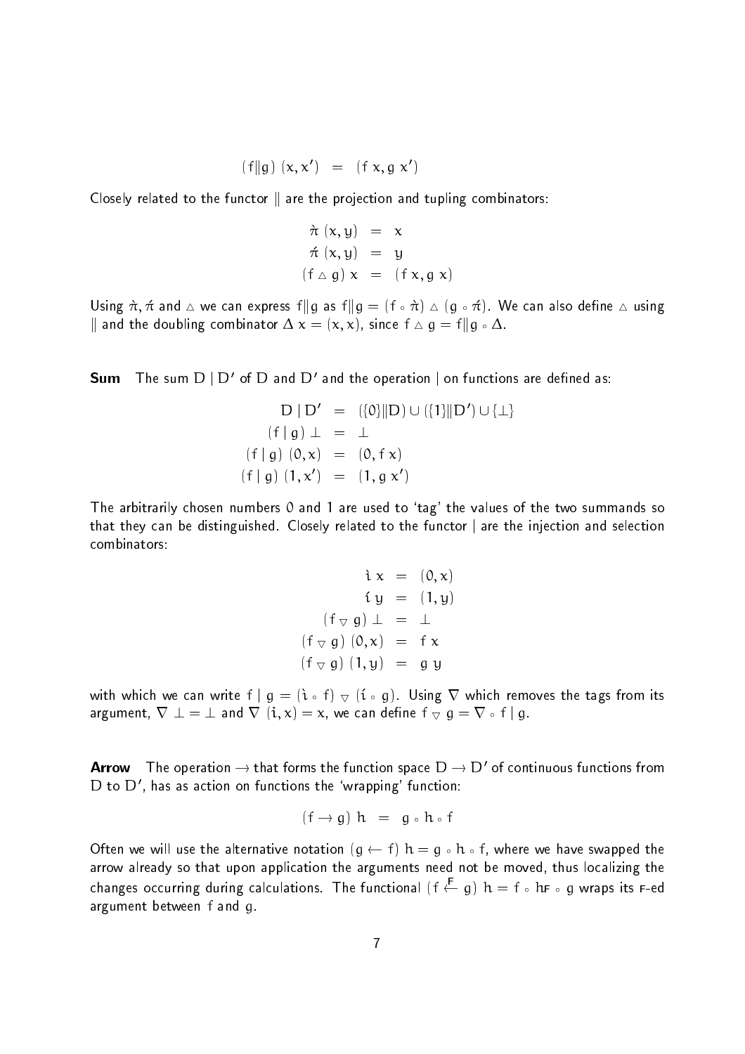$$(f \| g)\ (x, x') \;=\; (f\ x, g\ x')$$

Closely related to the functor $\|$ are the projection and tupling combinators:

$$
\begin{aligned}
\grave{\pi}\ (x, y) &= x \\
\acute{\pi}\ (x, y) &= y \\
(f \vartriangle g)\ x &= (f\ x, g\ x)
\end{aligned}
$$

Using $\grave{\pi}, \acute{\pi}$ and $\vartriangle$ we can express $f \| g$ as $f \| g = (f \circ \grave{\pi}) \vartriangle (g \circ \acute{\pi})$. We can also define $\vartriangle$ using $\|$ and the doubling combinator $\Delta\ x = (x, x)$, since $f \vartriangle g = f \| g \circ \Delta$.

**Sum** The sum $D \mid D'$ of $D$ and $D'$ and the operation $\mid$ on functions are defined as:

$$
\begin{aligned}
D \mid D' &= (\{0\} \| D) \cup (\{1\} \| D') \cup \{\bot\} \\
(f \mid g)\ \bot &= \bot \\
(f \mid g)\ (0, x) &= (0, f\ x) \\
(f \mid g)\ (1, x') &= (1, g\ x')
\end{aligned}
$$

The arbitrarily chosen numbers 0 and 1 are used to 'tag' the values of the two summands so that they can be distinguished. Closely related to the functor $\mid$ are the injection and selection combinators:

$$
\begin{aligned}
\grave{\imath}\ x &= (0, x) \\
\acute{\imath}\ y &= (1, y) \\
(f \triangledown g)\ \bot &= \bot \\
(f \triangledown g)\ (0, x) &= f\ x \\
(f \triangledown g)\ (1, y) &= g\ y
\end{aligned}
$$

with which we can write $f \mid g = (\grave{\imath} \circ f) \triangledown (\acute{\imath} \circ g)$. Using $\nabla$ which removes the tags from its argument, $\nabla\ \bot = \bot$ and $\nabla\ (i, x) = x$, we can define $f \triangledown g = \nabla \circ f \mid g$.

**Arrow** The operation $\rightarrow$ that forms the function space $D \rightarrow D'$ of continuous functions from $D$ to $D'$, has as action on functions the 'wrapping' function:

$$(f \rightarrow g)\ h \;=\; g \circ h \circ f$$

Often we will use the alternative notation $(g \leftarrow f)\ h = g \circ h \circ f$, where we have swapped the arrow already so that upon application the arguments need not be moved, thus localizing the changes occurring during calculations. The functional $(f \overset{F}{\leftarrow} g)\ h = f \circ h_F \circ g$ wraps its $F$-ed argument between $f$ and $g$.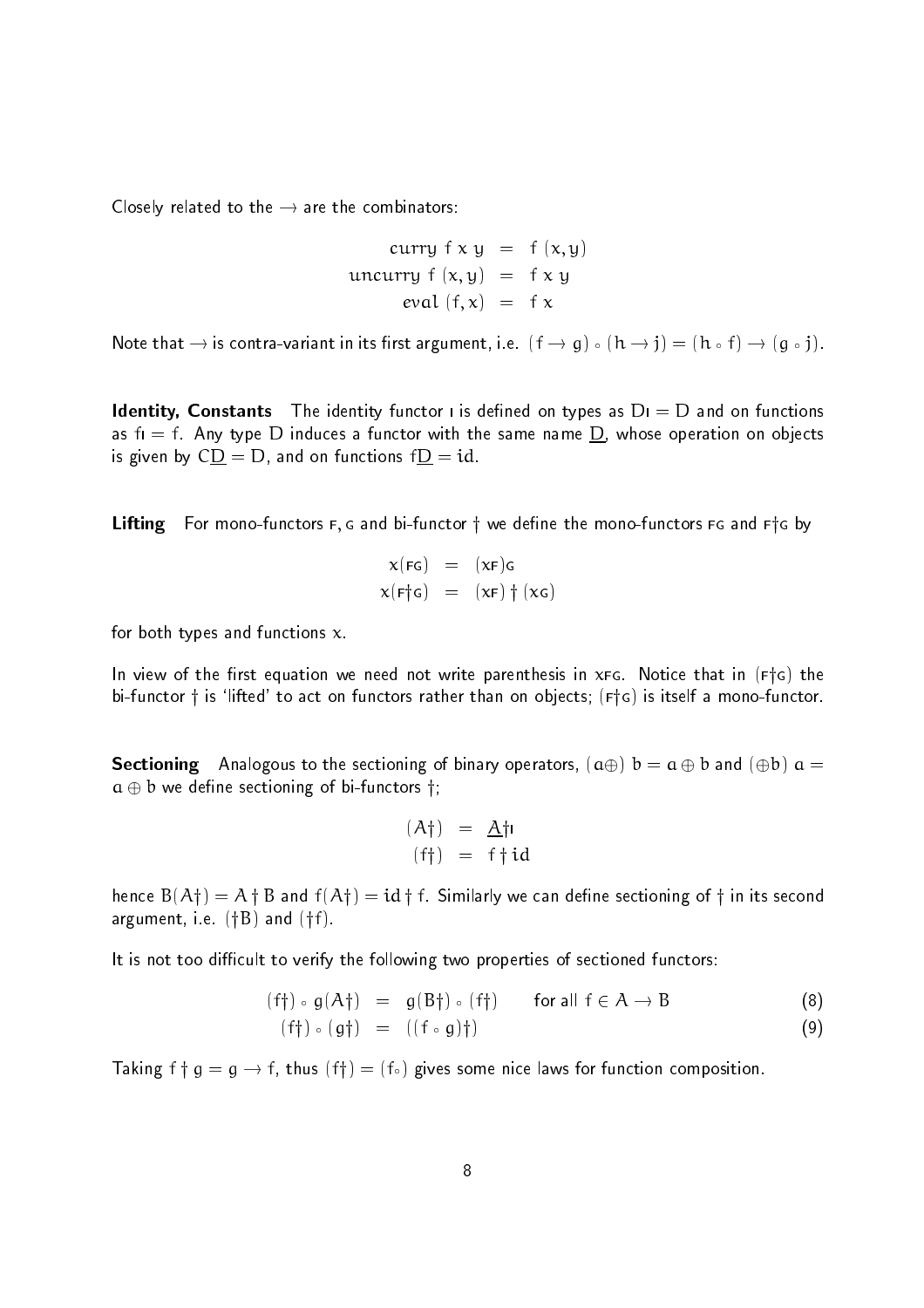Closely related to the $\rightarrow$ are the combinators:

$$
\begin{aligned}
curry\ f\ x\ y &= f\ (x, y) \\
uncurry\ f\ (x, y) &= f\ x\ y \\
eval\ (f, x) &= f\ x
\end{aligned}
$$

Note that $\rightarrow$ is contra-variant in its first argument, i.e. $(f \rightarrow g) \circ (h \rightarrow j) = (h \circ f) \rightarrow (g \circ j)$.

**Identity, Constants** The identity functor $\textsc{i}$ is defined on types as $D\textsc{i} = D$ and on functions as $f\textsc{i} = f$. Any type $D$ induces a functor with the same name $\underline{D}$, whose operation on objects is given by $C\underline{D} = D$, and on functions $f\underline{D} = id$.

**Lifting** For mono-functors $\textsc{f}$, $\textsc{g}$ and bi-functor $\dagger$ we define the mono-functors $\textsc{fg}$ and $\textsc{f}\dagger\textsc{g}$ by

$$
\begin{aligned}
x(\textsc{fg}) &= (x\textsc{f})\textsc{g} \\
x(\textsc{f}\dagger\textsc{g}) &= (x\textsc{f}) \dagger (x\textsc{g})
\end{aligned}
$$

for both types and functions $x$.

In view of the first equation we need not write parenthesis in $x\textsc{fg}$. Notice that in $(\textsc{f}\dagger\textsc{g})$ the bi-functor $\dagger$ is 'lifted' to act on functors rather than on objects; $(\textsc{f}\dagger\textsc{g})$ is itself a mono-functor.

**Sectioning** Analogous to the sectioning of binary operators, $(a\oplus)\ b = a \oplus b$ and $(\oplus b)\ a = a \oplus b$ we define sectioning of bi-functors $\dagger$;

$$
\begin{aligned}
(A\dagger) &= \underline{A}\dagger\textsc{i} \\
(f\dagger) &= f \dagger id
\end{aligned}
$$

hence $B(A\dagger) = A \dagger B$ and $f(A\dagger) = id \dagger f$. Similarly we can define sectioning of $\dagger$ in its second argument, i.e. $(\dagger B)$ and $(\dagger f)$.

It is not too difficult to verify the following two properties of sectioned functors:

$$
(f\dagger) \circ g(A\dagger) = g(B\dagger) \circ (f\dagger) \qquad \text{for all } f \in A \rightarrow B \tag{8}
$$

$$
(f\dagger) \circ (g\dagger) = ((f \circ g)\dagger) \tag{9}
$$

Taking $f \dagger g = g \rightarrow f$, thus $(f\dagger) = (f\circ)$ gives some nice laws for function composition.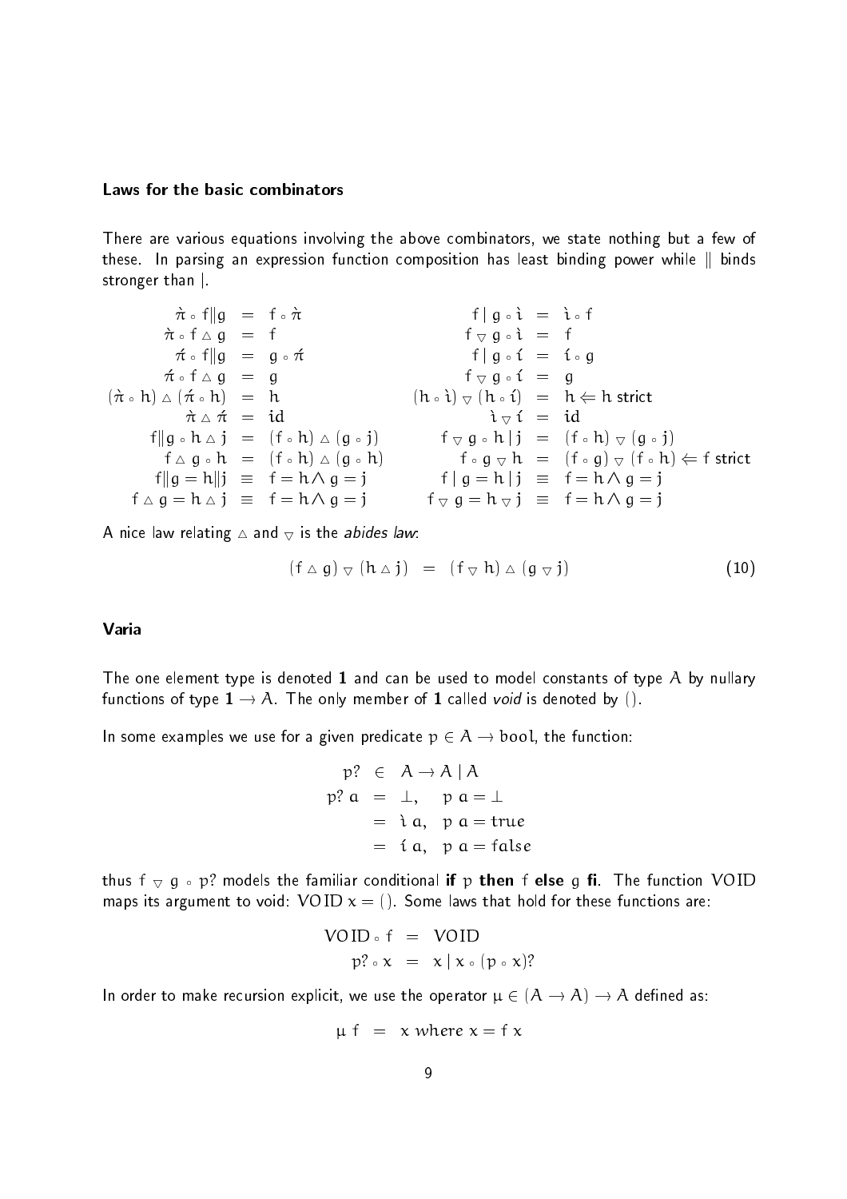### Laws for the basic combinators

There are various equations involving the above combinators, we state nothing but a few of these. In parsing an expression function composition has least binding power while $\|$ binds stronger than $|$.

$$
\begin{array}{rclcrcl}
\grave{\pi} \circ f \| g & = & f \circ \grave{\pi} & \quad & f \mid g \circ \grave{\imath} & = & \grave{\imath} \circ f \\
\grave{\pi} \circ f \vartriangle g & = & f & & f \triangledown g \circ \grave{\imath} & = & f \\
\acute{\pi} \circ f \| g & = & g \circ \acute{\pi} & & f \mid g \circ \acute{\imath} & = & \acute{\imath} \circ g \\
\acute{\pi} \circ f \vartriangle g & = & g & & f \triangledown g \circ \acute{\imath} & = & g \\
(\grave{\pi} \circ h) \vartriangle (\acute{\pi} \circ h) & = & h & & (h \circ \grave{\imath}) \triangledown (h \circ \acute{\imath}) & = & h \Leftarrow h \text{ strict} \\
\grave{\pi} \vartriangle \acute{\pi} & = & id & & \grave{\imath} \triangledown \acute{\imath} & = & id \\
f \| g \circ h \vartriangle j & = & (f \circ h) \vartriangle (g \circ j) & & f \triangledown g \circ h \mid j & = & (f \circ h) \triangledown (g \circ j) \\
f \vartriangle g \circ h & = & (f \circ h) \vartriangle (g \circ h) & & f \circ g \triangledown h & = & (f \circ g) \triangledown (f \circ h) \Leftarrow f \text{ strict} \\
f \| g = h \| j & \equiv & f = h \wedge g = j & & f \mid g = h \mid j & \equiv & f = h \wedge g = j \\
f \vartriangle g = h \vartriangle j & \equiv & f = h \wedge g = j & & f \triangledown g = h \triangledown j & \equiv & f = h \wedge g = j
\end{array}
$$

A nice law relating $\vartriangle$ and $\triangledown$ is the *abides law*:

$$
(f \vartriangle g) \triangledown (h \vartriangle j) \quad = \quad (f \triangledown h) \vartriangle (g \triangledown j) \tag{10}
$$

### Varia

The one element type is denoted $\mathbf{1}$ and can be used to model constants of type $A$ by nullary functions of type $\mathbf{1} \rightarrow A$. The only member of $\mathbf{1}$ called *void* is denoted by $()$.

In some examples we use for a given predicate $p \in A \rightarrow bool$, the function:

$$
\begin{array}{rcll}
p? & \in & A \rightarrow A \mid A & \\
p?\ a & = & \bot, & p\ a = \bot \\
& = & \grave{\imath}\ a, & p\ a = true \\
& = & \acute{\imath}\ a, & p\ a = false
\end{array}
$$

thus $f \triangledown g \circ p?$ models the familiar conditional **if** $p$ **then** $f$ **else** $g$ **fi**. The function $VOID$ maps its argument to void: $VOID\ x = ()$. Some laws that hold for these functions are:

$$
\begin{array}{rcl}
VOID \circ f & = & VOID \\
p? \circ x & = & x \mid x \circ (p \circ x)?
\end{array}
$$

In order to make recursion explicit, we use the operator $\mu \in (A \rightarrow A) \rightarrow A$ defined as:

$$
\mu\ f \quad = \quad x \text{ where } x = f\ x
$$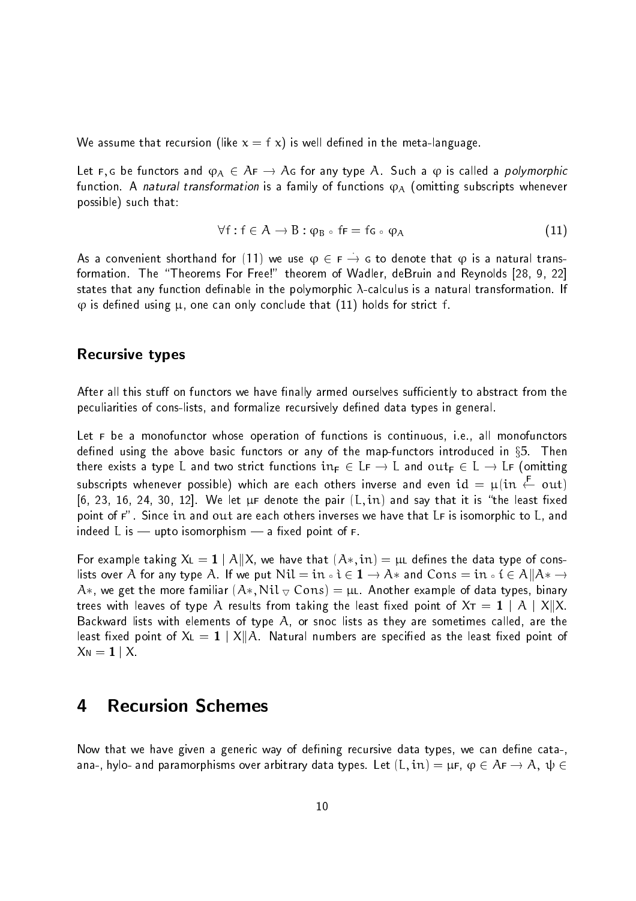We assume that recursion (like $x = f\ x$) is well defined in the meta-language.

Let $\mathsf{F}, \mathsf{G}$ be functors and $\varphi_A \in A\mathsf{F} \to A\mathsf{G}$ for any type $A$. Such a $\varphi$ is called a *polymorphic* function. A *natural transformation* is a family of functions $\varphi_A$ (omitting subscripts whenever possible) such that:

$$\forall f : f \in A \to B : \varphi_B \circ f\mathsf{F} = f\mathsf{G} \circ \varphi_A \tag{11}$$

As a convenient shorthand for (11) we use $\varphi \in \mathsf{F} \dot{\to} \mathsf{G}$ to denote that $\varphi$ is a natural transformation. The "Theorems For Free!" theorem of Wadler, deBruin and Reynolds [28, 9, 22] states that any function definable in the polymorphic $\lambda$-calculus is a natural transformation. If $\varphi$ is defined using $\mu$, one can only conclude that (11) holds for strict $f$.

### Recursive types

After all this stuff on functors we have finally armed ourselves sufficiently to abstract from the peculiarities of cons-lists, and formalize recursively defined data types in general.

Let $\mathsf{F}$ be a monofunctor whose operation of functions is continuous, i.e., all monofunctors defined using the above basic functors or any of the map-functors introduced in §5. Then there exists a type $L$ and two strict functions $in_\mathsf{F} \in L\mathsf{F} \to L$ and $out_\mathsf{F} \in L \to L\mathsf{F}$ (omitting subscripts whenever possible) which are each others inverse and even $id = \mu(in \overset{\mathsf{F}}{\leftarrow} out)$ [6, 23, 16, 24, 30, 12]. We let $\mu\mathsf{F}$ denote the pair $(L, in)$ and say that it is "the least fixed point of $\mathsf{F}$". Since $in$ and $out$ are each others inverses we have that $L\mathsf{F}$ is isomorphic to $L$, and indeed $L$ is — upto isomorphism — a fixed point of $\mathsf{F}$.

For example taking $X\mathsf{L} = \mathbf{1} \mid A \| X$, we have that $(A*, in) = \mu\mathsf{L}$ defines the data type of cons-lists over $A$ for any type $A$. If we put $Nil = in \circ \grave{\imath} \in \mathbf{1} \to A*$ and $Cons = in \circ \acute{\imath} \in A \| A* \to A*$, we get the more familiar $(A*, Nil \triangledown Cons) = \mu\mathsf{L}$. Another example of data types, binary trees with leaves of type $A$ results from taking the least fixed point of $X\mathsf{T} = \mathbf{1} \mid A \mid X \| X$. Backward lists with elements of type $A$, or snoc lists as they are sometimes called, are the least fixed point of $X\mathsf{L} = \mathbf{1} \mid X \| A$. Natural numbers are specified as the least fixed point of $X\mathsf{N} = \mathbf{1} \mid X$.

## 4 Recursion Schemes

Now that we have given a generic way of defining recursive data types, we can define cata-, ana-, hylo- and paramorphisms over arbitrary data types. Let $(L, in) = \mu\mathsf{F}$, $\varphi \in A\mathsf{F} \to A$, $\psi \in$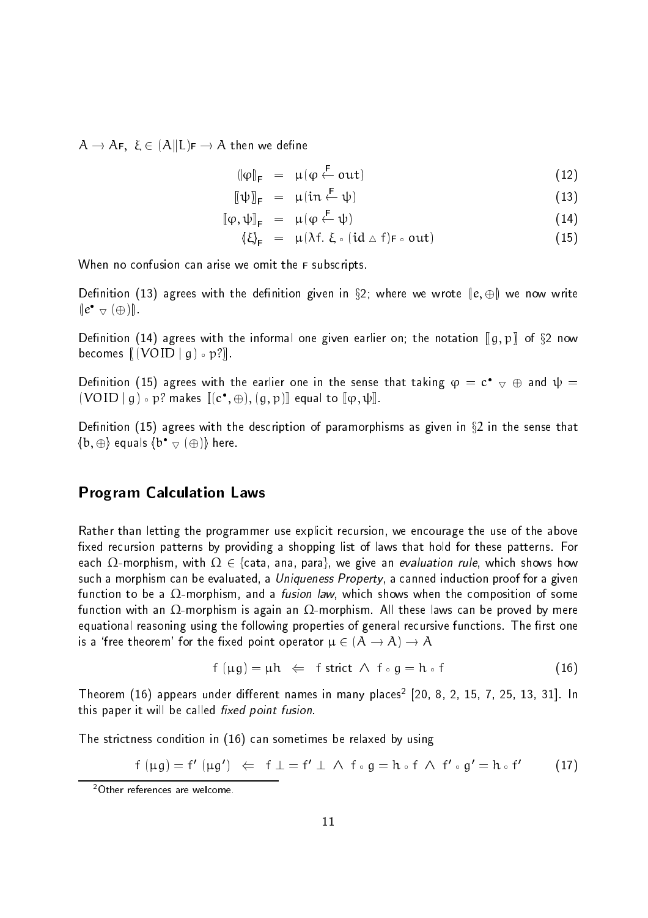$A \to A_F$, $\xi \in (A\|L)_F \to A$ then we define

$$(\!|\varphi|\!)_F \;=\; \mu(\varphi \overset{F}{\leftarrow} \mathrm{out}) \tag{12}$$

$$[\![\psi]\!]_F \;=\; \mu(\mathrm{in} \overset{F}{\leftarrow} \psi) \tag{13}$$

$$[\![\varphi, \psi]\!]_F \;=\; \mu(\varphi \overset{F}{\leftarrow} \psi) \tag{14}$$

$$\langle\!|\xi|\!\rangle_F \;=\; \mu(\lambda f.\ \xi \circ (\mathrm{id} \vartriangle f)_F \circ \mathrm{out}) \tag{15}$$

When no confusion can arise we omit the $F$ subscripts.

Definition (13) agrees with the definition given in §2; where we wrote $(\!|e, \oplus|\!)$ we now write $(\!|e^\bullet \triangledown (\oplus)|\!)$.

Definition (14) agrees with the informal one given earlier on; the notation $[\![g, p]\!]$ of §2 now becomes $[\![(\mathrm{VOID} \mid g) \circ p?]\!]$.

Definition (15) agrees with the earlier one in the sense that taking $\varphi = c^\bullet \triangledown \oplus$ and $\psi = (\mathrm{VOID} \mid g) \circ p?$ makes $[\![(c^\bullet, \oplus), (g, p)]\!]$ equal to $[\![\varphi, \psi]\!]$.

Definition (15) agrees with the description of paramorphisms as given in §2 in the sense that $\langle\!|b, \oplus|\!\rangle$ equals $\langle\!|b^\bullet \triangledown (\oplus)|\!\rangle$ here.

## Program Calculation Laws

Rather than letting the programmer use explicit recursion, we encourage the use of the above fixed recursion patterns by providing a shopping list of laws that hold for these patterns. For each $\Omega$-morphism, with $\Omega \in \{\text{cata, ana, para}\}$, we give an *evaluation rule*, which shows how such a morphism can be evaluated, a *Uniqueness Property*, a canned induction proof for a given function to be a $\Omega$-morphism, and a *fusion law*, which shows when the composition of some function with an $\Omega$-morphism is again an $\Omega$-morphism. All these laws can be proved by mere equational reasoning using the following properties of general recursive functions. The first one is a 'free theorem' for the fixed point operator $\mu \in (A \to A) \to A$

$$f\ (\mu g) = \mu h \;\;\Leftarrow\;\; f \text{ strict} \;\wedge\; f \circ g = h \circ f \tag{16}$$

Theorem (16) appears under different names in many places[2] [20, 8, 2, 15, 7, 25, 13, 31]. In this paper it will be called *fixed point fusion*.

The strictness condition in (16) can sometimes be relaxed by using

$$f\ (\mu g) = f'\ (\mu g') \;\;\Leftarrow\;\; f \perp = f' \perp \;\wedge\; f \circ g = h \circ f \;\wedge\; f' \circ g' = h \circ f' \tag{17}$$

[2] Other references are welcome.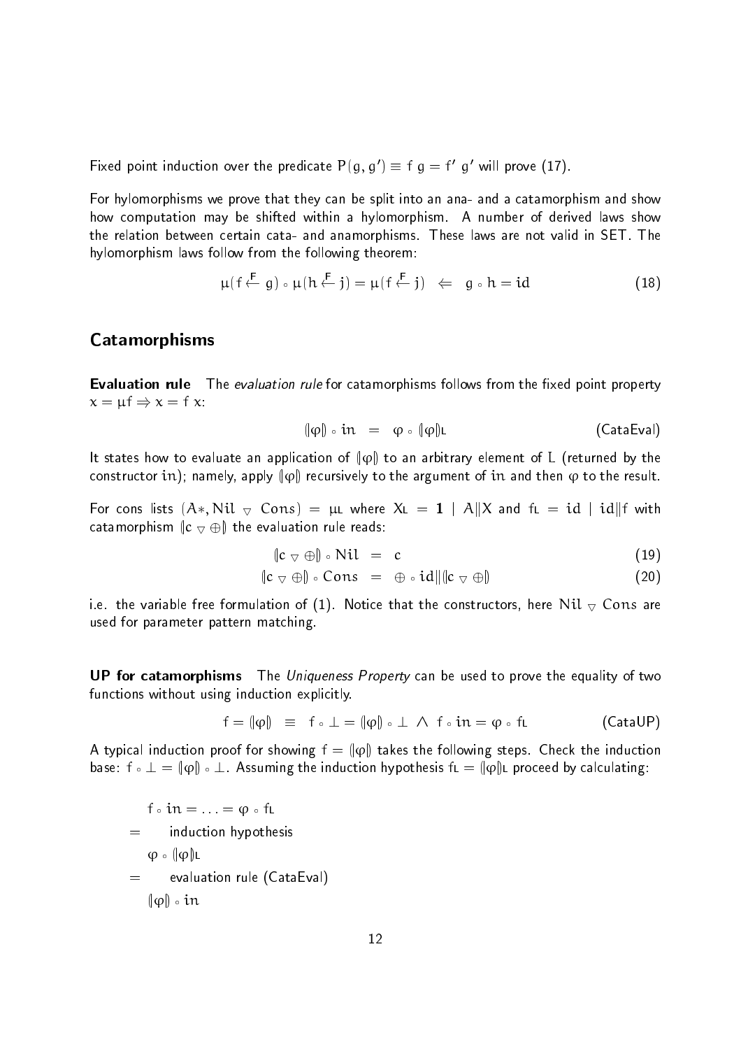Fixed point induction over the predicate $P(g, g') \equiv f\ g = f'\ g'$ will prove (17).

For hylomorphisms we prove that they can be split into an ana- and a catamorphism and show how computation may be shifted within a hylomorphism. A number of derived laws show the relation between certain cata- and anamorphisms. These laws are not valid in SET. The hylomorphism laws follow from the following theorem:

$$\mu(f \overset{F}{\leftarrow} g) \circ \mu(h \overset{F}{\leftarrow} j) = \mu(f \overset{F}{\leftarrow} j) \quad \Leftarrow \quad g \circ h = id \tag{18}$$

## Catamorphisms

**Evaluation rule** The *evaluation rule* for catamorphisms follows from the fixed point property $x = \mu f \Rightarrow x = f\ x$:

$$(\!|\varphi|\!) \circ in \quad = \quad \varphi \circ (\!|\varphi|\!)_L \tag{CataEval}$$

It states how to evaluate an application of $(\!|\varphi|\!)$ to an arbitrary element of $L$ (returned by the constructor $in$); namely, apply $(\!|\varphi|\!)$ recursively to the argument of $in$ and then $\varphi$ to the result.

For cons lists $(A*, Nil \triangledown Cons) = \mu L$ where $X_L = \mathbf{1} \mid A \| X$ and $f_L = id \mid id \| f$ with catamorphism $(\!|c \triangledown \oplus|\!)$ the evaluation rule reads:

$$(\!|c \triangledown \oplus|\!) \circ Nil \quad = \quad c \tag{19}$$

$$(\!|c \triangledown \oplus|\!) \circ Cons \quad = \quad \oplus \circ id \| (\!|c \triangledown \oplus|\!) \tag{20}$$

i.e. the variable free formulation of (1). Notice that the constructors, here $Nil \triangledown Cons$ are used for parameter pattern matching.

**UP for catamorphisms** The *Uniqueness Property* can be used to prove the equality of two functions without using induction explicitly.

$$f = (\!|\varphi|\!) \quad \equiv \quad f \circ \bot = (\!|\varphi|\!) \circ \bot \ \wedge \ f \circ in = \varphi \circ f_L \tag{CataUP}$$

A typical induction proof for showing $f = (\!|\varphi|\!)$ takes the following steps. Check the induction base: $f \circ \bot = (\!|\varphi|\!) \circ \bot$. Assuming the induction hypothesis $f_L = (\!|\varphi|\!)_L$ proceed by calculating:

$f \circ in = \ldots = \varphi \circ f_L$

$=$ induction hypothesis

$\varphi \circ (\!|\varphi|\!)_L$

$=$ evaluation rule (CataEval)

$(\!|\varphi|\!) \circ in$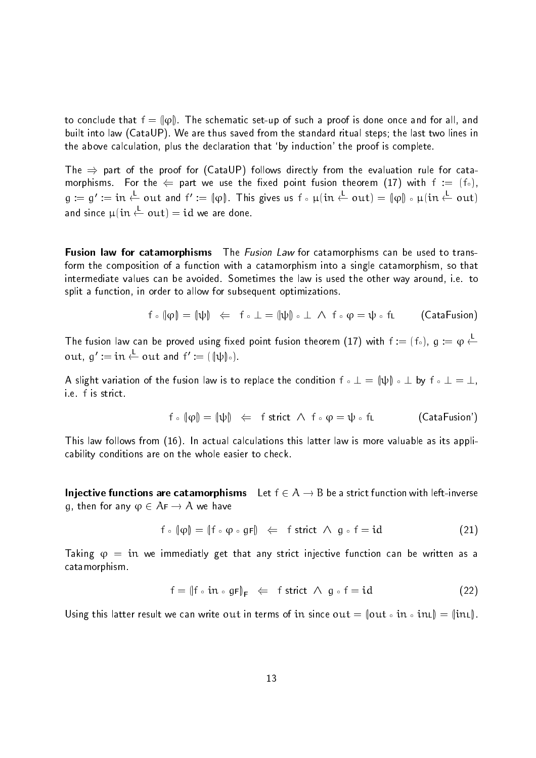to conclude that $f = (\!|\varphi|\!)$. The schematic set-up of such a proof is done once and for all, and built into law (CataUP). We are thus saved from the standard ritual steps; the last two lines in the above calculation, plus the declaration that 'by induction' the proof is complete.

The $\Rightarrow$ part of the proof for (CataUP) follows directly from the evaluation rule for catamorphisms. For the $\Leftarrow$ part we use the fixed point fusion theorem (17) with $f := (f\circ)$, $g := g' := \mathrm{in} \overset{L}{\leftarrow} \mathrm{out}$ and $f' := (\!|\varphi|\!)$. This gives us $f \circ \mu(\mathrm{in} \overset{L}{\leftarrow} \mathrm{out}) = (\!|\varphi|\!) \circ \mu(\mathrm{in} \overset{L}{\leftarrow} \mathrm{out})$ and since $\mu(\mathrm{in} \overset{L}{\leftarrow} \mathrm{out}) = \mathrm{id}$ we are done.

**Fusion law for catamorphisms** The *Fusion Law* for catamorphisms can be used to transform the composition of a function with a catamorphism into a single catamorphism, so that intermediate values can be avoided. Sometimes the law is used the other way around, i.e. to split a function, in order to allow for subsequent optimizations.

$$f \circ (\!|\varphi|\!) = (\!|\psi|\!) \quad \Leftarrow \quad f \circ \bot = (\!|\psi|\!) \circ \bot \ \wedge \ f \circ \varphi = \psi \circ f_L \qquad \text{(CataFusion)}$$

The fusion law can be proved using fixed point fusion theorem (17) with $f := (f\circ)$, $g := \varphi \overset{L}{\leftarrow} \mathrm{out}$, $g' := \mathrm{in} \overset{L}{\leftarrow} \mathrm{out}$ and $f' := ((\!|\psi|\!)\circ)$.

A slight variation of the fusion law is to replace the condition $f \circ \bot = (\!|\psi|\!) \circ \bot$ by $f \circ \bot = \bot$, i.e. $f$ is strict.

$$f \circ (\!|\varphi|\!) = (\!|\psi|\!) \quad \Leftarrow \quad f \text{ strict} \ \wedge \ f \circ \varphi = \psi \circ f_L \qquad \text{(CataFusion')}$$

This law follows from (16). In actual calculations this latter law is more valuable as its applicability conditions are on the whole easier to check.

**Injective functions are catamorphisms** Let $f \in A \to B$ be a strict function with left-inverse $g$, then for any $\varphi \in A_F \to A$ we have

$$f \circ (\!|\varphi|\!) = (\!|f \circ \varphi \circ g_F|\!) \quad \Leftarrow \quad f \text{ strict} \ \wedge \ g \circ f = \mathrm{id} \qquad (21)$$

Taking $\varphi = \mathrm{in}$ we immediatly get that any strict injective function can be written as a catamorphism.

$$f = (\!|f \circ \mathrm{in} \circ g_F|\!)_F \quad \Leftarrow \quad f \text{ strict} \ \wedge \ g \circ f = \mathrm{id} \qquad (22)$$

Using this latter result we can write $\mathrm{out}$ in terms of $\mathrm{in}$ since $\mathrm{out} = (\!|\mathrm{out} \circ \mathrm{in} \circ \mathrm{in}_L|\!) = (\!|\mathrm{in}_L|\!)$.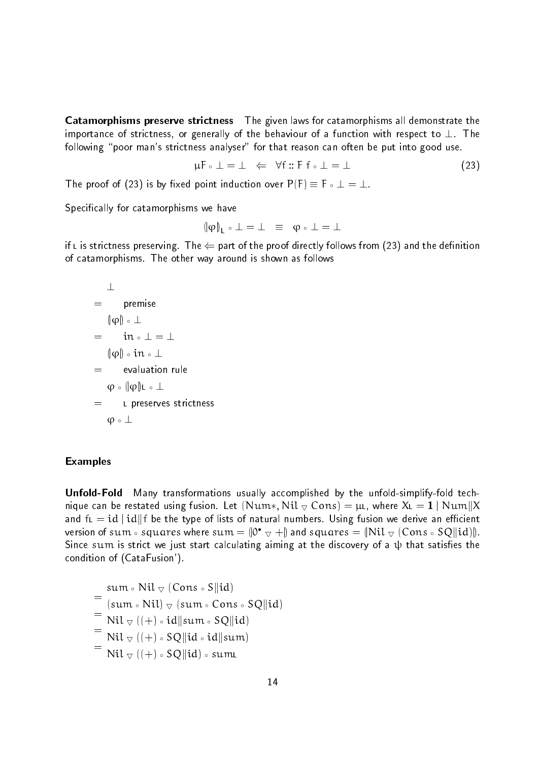**Catamorphisms preserve strictness** The given laws for catamorphisms all demonstrate the importance of strictness, or generally of the behaviour of a function with respect to $\bot$. The following "poor man's strictness analyser" for that reason can often be put into good use.

$$\mu F \circ \bot = \bot \quad \Leftarrow \quad \forall f :: F\, f \circ \bot = \bot \tag{23}$$

The proof of (23) is by fixed point induction over $P(F) \equiv F \circ \bot = \bot$.

Specifically for catamorphisms we have

$$(\!|\varphi|\!)_L \circ \bot = \bot \quad \equiv \quad \varphi \circ \bot = \bot$$

if L is strictness preserving. The $\Leftarrow$ part of the proof directly follows from (23) and the definition of catamorphisms. The other way around is shown as follows

$$
\begin{array}{ll}
 & \bot \\
= & \quad \text{premise} \\
 & (\!|\varphi|\!) \circ \bot \\
= & \quad in \circ \bot = \bot \\
 & (\!|\varphi|\!) \circ in \circ \bot \\
= & \quad \text{evaluation rule} \\
 & \varphi \circ (\!|\varphi|\!)_L \circ \bot \\
= & \quad \text{L preserves strictness} \\
 & \varphi \circ \bot
\end{array}
$$

### Examples

**Unfold-Fold** Many transformations usually accomplished by the unfold-simplify-fold technique can be restated using fusion. Let $(Num*, Nil \triangledown Cons) = \mu L$, where $X_L = \mathbf{1} \mid Num \| X$ and $f_L = id \mid id \| f$ be the type of lists of natural numbers. Using fusion we derive an efficient version of $sum \circ squares$ where $sum = (\!|0^\bullet \triangledown +|\!)$ and $squares = (\!|Nil \triangledown (Cons \circ SQ \| id)|\!)$. Since $sum$ is strict we just start calculating aiming at the discovery of a $\psi$ that satisfies the condition of (CataFusion').

$$
\begin{array}{ll}
 & sum \circ Nil \triangledown (Cons \circ S \| id) \\
= & \\
 & (sum \circ Nil) \triangledown (sum \circ Cons \circ SQ \| id) \\
= & \\
 & Nil \triangledown ((+) \circ id \| sum \circ SQ \| id) \\
= & \\
 & Nil \triangledown ((+) \circ SQ \| id \circ id \| sum) \\
= & \\
 & Nil \triangledown ((+) \circ SQ \| id) \circ sum_L
\end{array}
$$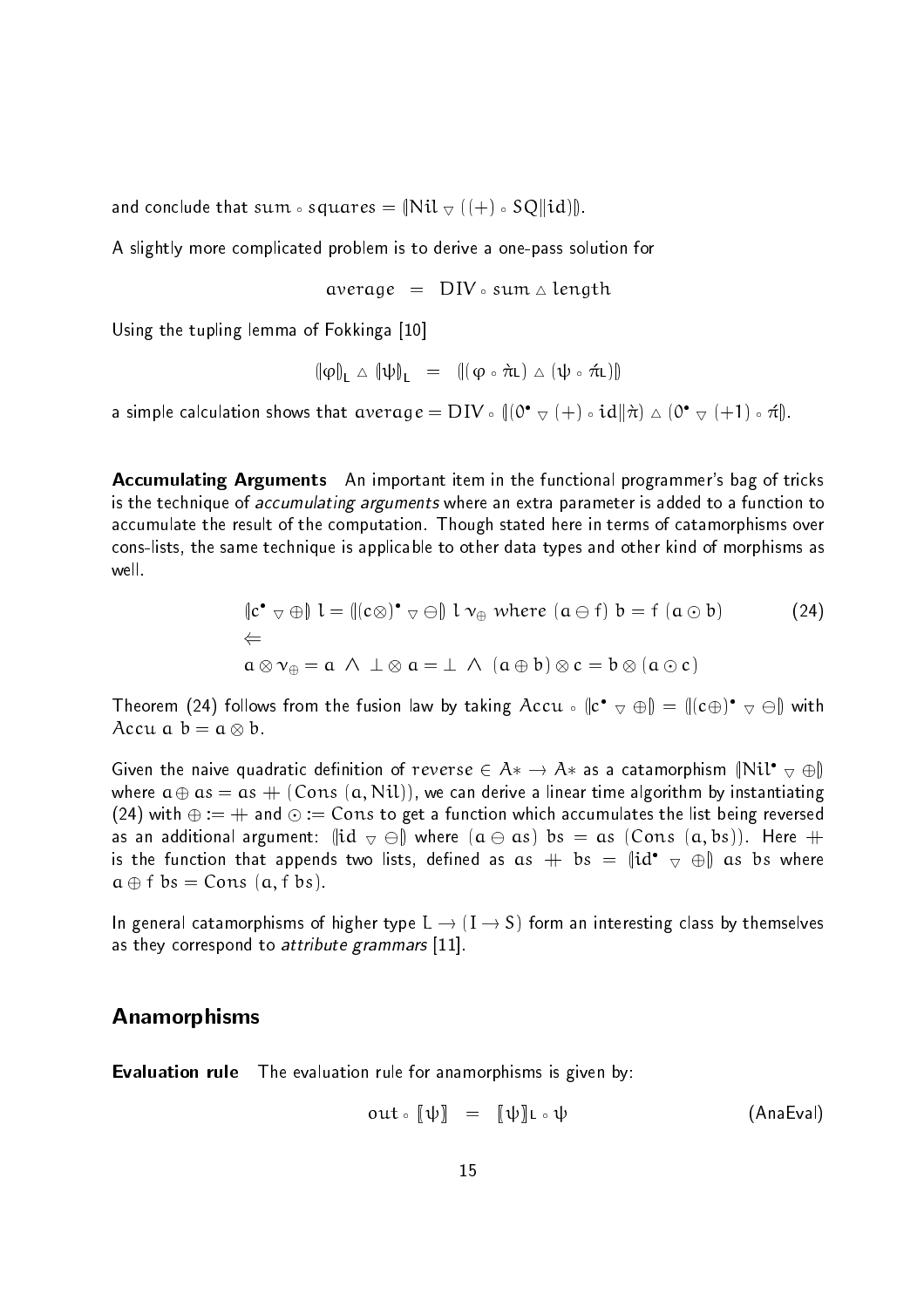and conclude that $sum \circ squares = (\!|Nil \triangledown ((+) \circ SQ \| id)|\!)$.

A slightly more complicated problem is to derive a one-pass solution for

$$average \;=\; DIV \circ sum \vartriangle length$$

Using the tupling lemma of Fokkinga [10]

$$(\!|\varphi|\!)_L \vartriangle (\!|\psi|\!)_L \;=\; (\!|(\varphi \circ \grave{\pi}_L) \vartriangle (\psi \circ \acute{\pi}_L)|\!)$$

a simple calculation shows that $average = DIV \circ (\!|(0^\bullet \triangledown (+) \circ id \| \grave{\pi}) \vartriangle (0^\bullet \triangledown (+1) \circ \acute{\pi}|\!)$.

**Accumulating Arguments** An important item in the functional programmer's bag of tricks is the technique of *accumulating arguments* where an extra parameter is added to a function to accumulate the result of the computation. Though stated here in terms of catamorphisms over cons-lists, the same technique is applicable to other data types and other kind of morphisms as well.

$$\begin{array}{l} (\!|c^\bullet \triangledown \oplus|\!)\ l = (\!|(c\otimes)^\bullet \triangledown \ominus|\!)\ l\ \nu_\oplus \text{ where } (a \ominus f)\ b = f\ (a \odot b) \\ \Leftarrow \\ a \otimes \nu_\oplus = a \ \wedge\ \bot \otimes a = \bot \ \wedge\ (a \oplus b) \otimes c = b \otimes (a \odot c) \end{array} \qquad (24)$$

Theorem (24) follows from the fusion law by taking $Accu \circ (\!|c^\bullet \triangledown \oplus|\!) = (\!|(c\oplus)^\bullet \triangledown \ominus|\!)$ with $Accu\ a\ b = a \otimes b$.

Given the naive quadratic definition of $reverse \in A* \to A*$ as a catamorphism $(\!|Nil^\bullet \triangledown \oplus|\!)$ where $a \oplus as = as +\!\!\!+ (Cons\ (a, Nil))$, we can derive a linear time algorithm by instantiating (24) with $\oplus := +\!\!\!+$ and $\odot := Cons$ to get a function which accumulates the list being reversed as an additional argument: $(\!|id \triangledown \ominus|\!)$ where $(a \ominus as)\ bs = as\ (Cons\ (a, bs))$. Here $+\!\!\!+$ is the function that appends two lists, defined as $as\ +\!\!\!+\ bs = (\!|id^\bullet \triangledown \oplus|\!)\ as\ bs$ where $a \oplus f\ bs = Cons\ (a, f\ bs)$.

In general catamorphisms of higher type $L \to (I \to S)$ form an interesting class by themselves as they correspond to *attribute grammars* [11].

## Anamorphisms

**Evaluation rule** The evaluation rule for anamorphisms is given by:

$$out \circ [\![\psi]\!] \;=\; [\![\psi]\!]_L \circ \psi \qquad \text{(AnaEval)}$$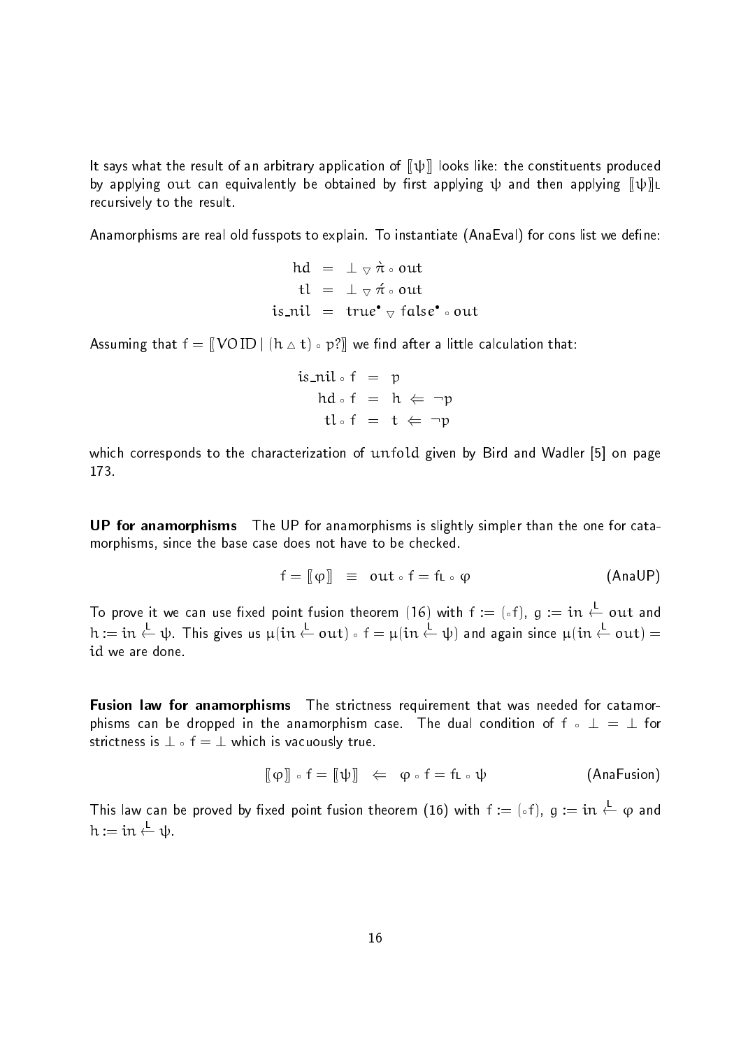It says what the result of an arbitrary application of $[\![\psi]\!]$ looks like: the constituents produced by applying $\mathrm{out}$ can equivalently be obtained by first applying $\psi$ and then applying $[\![\psi]\!]_L$ recursively to the result.

Anamorphisms are real old fusspots to explain. To instantiate (AnaEval) for cons list we define:

$$\begin{aligned}
\mathrm{hd} &= \bot \triangledown \grave{\pi} \circ \mathrm{out} \\
\mathrm{tl} &= \bot \triangledown \acute{\pi} \circ \mathrm{out} \\
\mathrm{is\_nil} &= \mathrm{true}^{\bullet} \triangledown \mathrm{false}^{\bullet} \circ \mathrm{out}
\end{aligned}$$

Assuming that $f = [\![\mathrm{VOID} \mid (h \vartriangle t) \circ p?]\!]$ we find after a little calculation that:

$$\begin{aligned}
\mathrm{is\_nil} \circ f &= p \\
\mathrm{hd} \circ f &= h \Leftarrow \neg p \\
\mathrm{tl} \circ f &= t \Leftarrow \neg p
\end{aligned}$$

which corresponds to the characterization of $\mathrm{unfold}$ given by Bird and Wadler [5] on page 173.

**UP for anamorphisms** The UP for anamorphisms is slightly simpler than the one for catamorphisms, since the base case does not have to be checked.

$$f = [\![\varphi]\!] \quad \equiv \quad \mathrm{out} \circ f = f_L \circ \varphi \qquad \text{(AnaUP)}$$

To prove it we can use fixed point fusion theorem (16) with $f := (\circ f)$, $g := \mathrm{in} \overset{L}{\leftarrow} \mathrm{out}$ and $h := \mathrm{in} \overset{L}{\leftarrow} \psi$. This gives us $\mu(\mathrm{in} \overset{L}{\leftarrow} \mathrm{out}) \circ f = \mu(\mathrm{in} \overset{L}{\leftarrow} \psi)$ and again since $\mu(\mathrm{in} \overset{L}{\leftarrow} \mathrm{out}) = \mathrm{id}$ we are done.

**Fusion law for anamorphisms** The strictness requirement that was needed for catamorphisms can be dropped in the anamorphism case. The dual condition of $f \circ \bot = \bot$ for strictness is $\bot \circ f = \bot$ which is vacuously true.

$$[\![\varphi]\!] \circ f = [\![\psi]\!] \quad \Leftarrow \quad \varphi \circ f = f_L \circ \psi \qquad \text{(AnaFusion)}$$

This law can be proved by fixed point fusion theorem (16) with $f := (\circ f)$, $g := \mathrm{in} \overset{L}{\leftarrow} \varphi$ and $h := \mathrm{in} \overset{L}{\leftarrow} \psi$.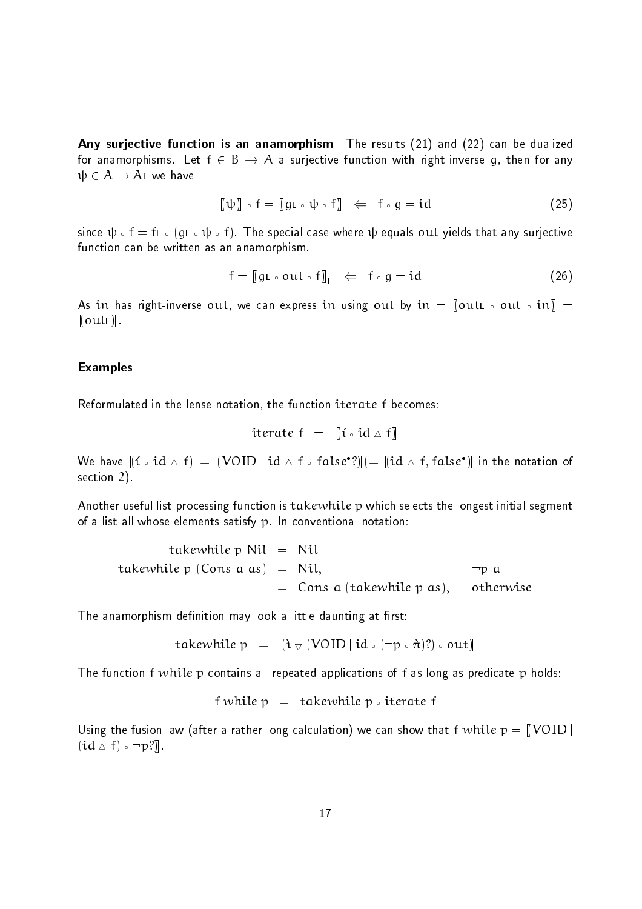**Any surjective function is an anamorphism** The results (21) and (22) can be dualized for anamorphisms. Let $f \in B \rightarrow A$ a surjective function with right-inverse $g$, then for any $\psi \in A \rightarrow A_L$ we have

$$[\![\psi]\!] \circ f = [\![ g_L \circ \psi \circ f ]\!] \quad \Leftarrow \quad f \circ g = id \tag{25}$$

since $\psi \circ f = f_L \circ (g_L \circ \psi \circ f)$. The special case where $\psi$ equals $out$ yields that any surjective function can be written as an anamorphism.

$$f = [\![ g_L \circ out \circ f ]\!]_L \quad \Leftarrow \quad f \circ g = id \tag{26}$$

As $in$ has right-inverse $out$, we can express $in$ using $out$ by $in = [\![ out_L \circ out \circ in ]\!] = [\![ out_L ]\!]$.

### Examples

Reformulated in the lense notation, the function $iterate\ f$ becomes:

$$iterate\ f \quad = \quad [\![ \acute{\imath} \circ id \vartriangle f ]\!]$$

We have $[\![ \acute{\imath} \circ id \vartriangle f ]\!] = [\![ VOID \mid id \vartriangle f \circ false^{\bullet}? ]\!] (= [\![ id \vartriangle f, false^{\bullet} ]\!]$ in the notation of section 2).

Another useful list-processing function is $takewhile\ p$ which selects the longest initial segment of a list all whose elements satisfy $p$. In conventional notation:

$$\begin{aligned} takewhile\ p\ Nil &= Nil \\ takewhile\ p\ (Cons\ a\ as) &= Nil, & \neg p\ a \\ &= Cons\ a\ (takewhile\ p\ as), & otherwise \end{aligned}$$

The anamorphism definition may look a little daunting at first:

$$takewhile\ p \quad = \quad [\![ \grave{\imath} \triangledown (VOID \mid id \circ (\neg p \circ \grave{\pi})?) \circ out ]\!]$$

The function $f\ while\ p$ contains all repeated applications of $f$ as long as predicate $p$ holds:

$$f\ while\ p \quad = \quad takewhile\ p \circ iterate\ f$$

Using the fusion law (after a rather long calculation) we can show that $f\ while\ p = [\![ VOID \mid (id \vartriangle f) \circ \neg p? ]\!]$.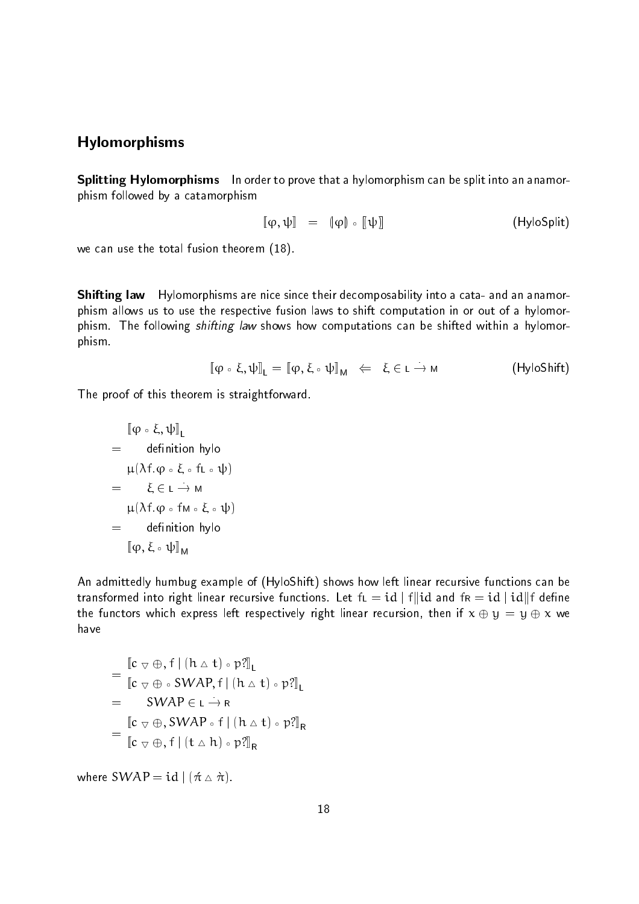## Hylomorphisms

**Splitting Hylomorphisms** In order to prove that a hylomorphism can be split into an anamorphism followed by a catamorphism

$$[\![\varphi, \psi]\!] \quad = \quad (\!|\varphi|\!) \circ [\![\psi]\!] \qquad \text{(HyloSplit)}$$

we can use the total fusion theorem (18).

**Shifting law** Hylomorphisms are nice since their decomposability into a cata- and an anamorphism allows us to use the respective fusion laws to shift computation in or out of a hylomorphism. The following *shifting law* shows how computations can be shifted within a hylomorphism.

$$[\![\varphi \circ \xi, \psi]\!]_{\mathsf{L}} = [\![\varphi, \xi \circ \psi]\!]_{\mathsf{M}} \quad \Leftarrow \quad \xi \in \mathsf{L} \stackrel{\cdot}{\to} \mathsf{M} \qquad \text{(HyloShift)}$$

The proof of this theorem is straightforward.

$$
\begin{array}{ll}
 & [\![\varphi \circ \xi, \psi]\!]_{\mathsf{L}} \\
= & \quad \text{definition hylo} \\
 & \mu(\lambda f.\varphi \circ \xi \circ f_{\mathsf{L}} \circ \psi) \\
= & \quad \xi \in \mathsf{L} \stackrel{\cdot}{\to} \mathsf{M} \\
 & \mu(\lambda f.\varphi \circ f_{\mathsf{M}} \circ \xi \circ \psi) \\
= & \quad \text{definition hylo} \\
 & [\![\varphi, \xi \circ \psi]\!]_{\mathsf{M}}
\end{array}
$$

An admittedly humbug example of (HyloShift) shows how left linear recursive functions can be transformed into right linear recursive functions. Let $f_{\mathsf{L}} = id \mid f \| id$ and $f_{\mathsf{R}} = id \mid id \| f$ define the functors which express left respectively right linear recursion, then if $x \oplus y = y \oplus x$ we have

$$
\begin{array}{ll}
 & [\![c \triangledown \oplus, f \mid (h \vartriangle t) \circ p?]\!]_{\mathsf{L}} \\
= & \\
 & [\![c \triangledown \oplus \circ SWAP, f \mid (h \vartriangle t) \circ p?]\!]_{\mathsf{L}} \\
= & \quad SWAP \in \mathsf{L} \stackrel{\cdot}{\to} \mathsf{R} \\
 & [\![c \triangledown \oplus, SWAP \circ f \mid (h \vartriangle t) \circ p?]\!]_{\mathsf{R}} \\
= & \\
 & [\![c \triangledown \oplus, f \mid (t \vartriangle h) \circ p?]\!]_{\mathsf{R}}
\end{array}
$$

where $SWAP = id \mid (\acute{\pi} \vartriangle \grave{\pi})$.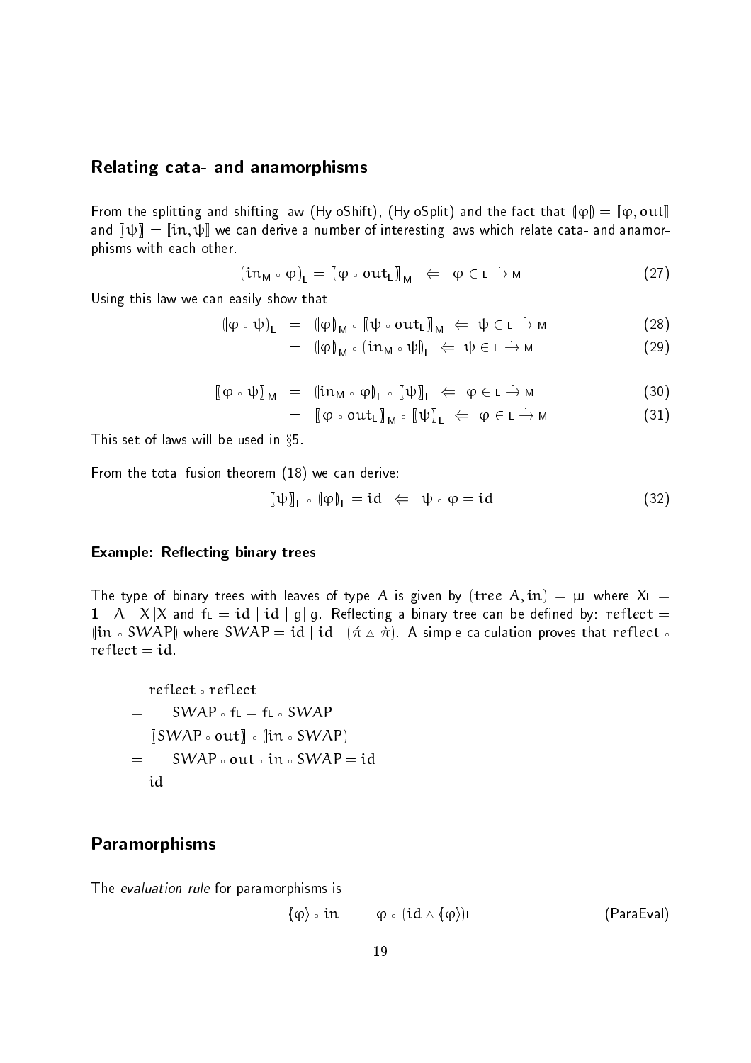## Relating cata- and anamorphisms

From the splitting and shifting law (HyloShift), (HyloSplit) and the fact that $(\!|\varphi|\!) = [\![\varphi, \mathit{out}]\!]$ and $[\![\psi]\!] = [\![\mathit{in}, \psi]\!]$ we can derive a number of interesting laws which relate cata- and anamorphisms with each other.

$$(\!|\mathit{in}_M \circ \varphi|\!)_L = [\![\varphi \circ \mathit{out}_L]\!]_M \quad \Leftarrow \quad \varphi \in L \dot{\to} M \tag{27}$$

Using this law we can easily show that

$$\begin{aligned}
(\!|\varphi \circ \psi|\!)_L &= (\!|\varphi|\!)_M \circ [\![\psi \circ \mathit{out}_L]\!]_M \;\Leftarrow\; \psi \in L \dot{\to} M && (28)\\
&= (\!|\varphi|\!)_M \circ (\!|\mathit{in}_M \circ \psi|\!)_L \;\Leftarrow\; \psi \in L \dot{\to} M && (29)
\end{aligned}$$

$$\begin{aligned}
[\![\varphi \circ \psi]\!]_M &= (\!|\mathit{in}_M \circ \varphi|\!)_L \circ [\![\psi]\!]_L \;\Leftarrow\; \varphi \in L \dot{\to} M && (30)\\
&= [\![\varphi \circ \mathit{out}_L]\!]_M \circ [\![\psi]\!]_L \;\Leftarrow\; \varphi \in L \dot{\to} M && (31)
\end{aligned}$$

This set of laws will be used in §5.

From the total fusion theorem (18) we can derive:

$$[\![\psi]\!]_L \circ (\!|\varphi|\!)_L = \mathit{id} \quad \Leftarrow \quad \psi \circ \varphi = \mathit{id} \tag{32}$$

### Example: Reflecting binary trees

The type of binary trees with leaves of type $A$ is given by $(\mathit{tree}\ A, \mathit{in}) = \mu L$ where $X_L = \mathbf{1} \mid A \mid X \| X$ and $f_L = \mathit{id} \mid \mathit{id} \mid g \| g$. Reflecting a binary tree can be defined by: $\mathit{reflect} = (\!|\mathit{in} \circ \mathit{SWAP}|\!)$ where $\mathit{SWAP} = \mathit{id} \mid \mathit{id} \mid (\acute{\pi} \vartriangle \grave{\pi})$. A simple calculation proves that $\mathit{reflect} \circ \mathit{reflect} = \mathit{id}$.

$$\begin{aligned}
& \mathit{reflect} \circ \mathit{reflect}\\
= \quad & \mathit{SWAP} \circ f_L = f_L \circ \mathit{SWAP}\\
& [\![\mathit{SWAP} \circ \mathit{out}]\!] \circ (\!|\mathit{in} \circ \mathit{SWAP}|\!)\\
= \quad & \mathit{SWAP} \circ \mathit{out} \circ \mathit{in} \circ \mathit{SWAP} = \mathit{id}\\
& \mathit{id}
\end{aligned}$$

## Paramorphisms

The *evaluation rule* for paramorphisms is

$$\langle\!|\varphi|\!\rangle \circ \mathit{in} \;=\; \varphi \circ (\mathit{id} \vartriangle \langle\!|\varphi|\!\rangle)_L \tag{ParaEval}$$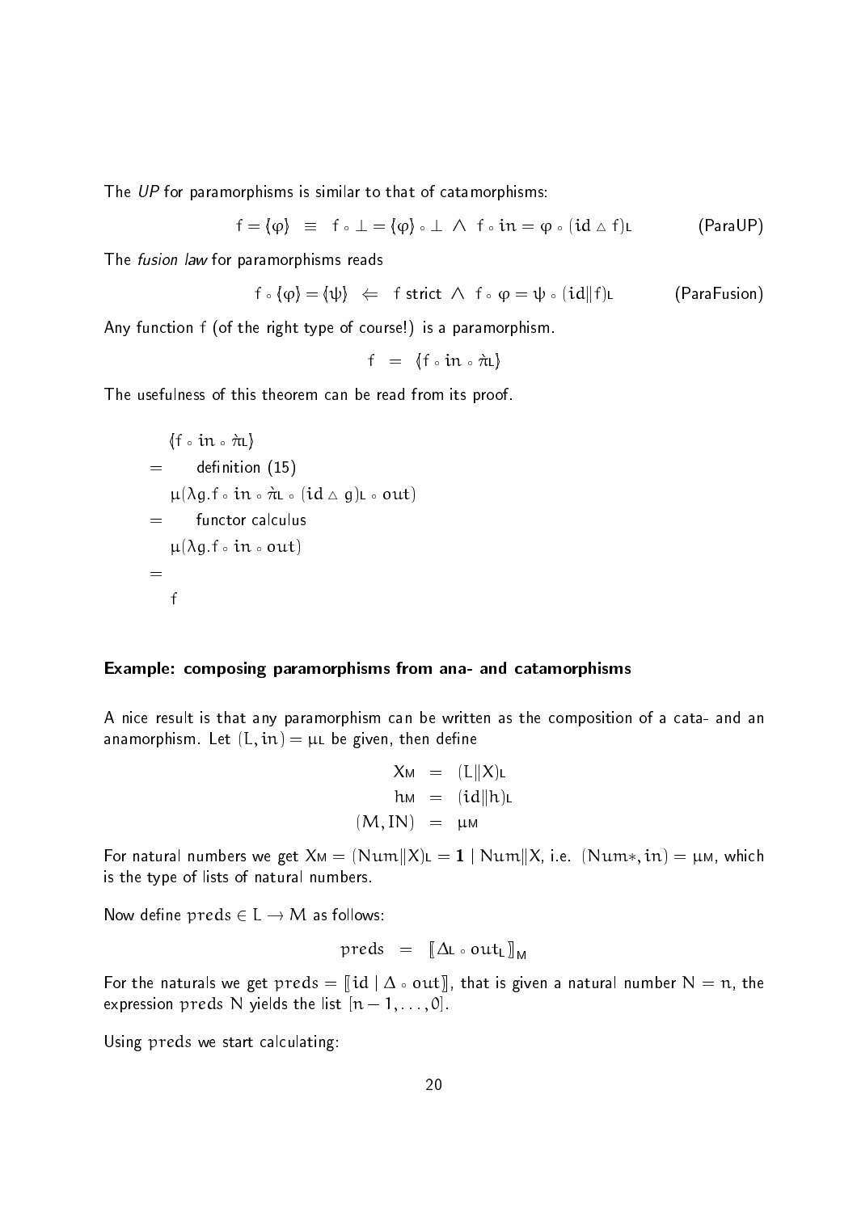The *UP* for paramorphisms is similar to that of catamorphisms:

$$f = \langle\!\{\varphi\}\!\rangle \;\equiv\; f \circ \bot = \langle\!\{\varphi\}\!\rangle \circ \bot \;\wedge\; f \circ in = \varphi \circ (id \vartriangle f)_L \qquad \text{(ParaUP)}$$

The *fusion law* for paramorphisms reads

$$f \circ \langle\!\{\varphi\}\!\rangle = \langle\!\{\psi\}\!\rangle \;\Leftarrow\; f \text{ strict} \;\wedge\; f \circ \varphi = \psi \circ (id \| f)_L \qquad \text{(ParaFusion)}$$

Any function f (of the right type of course!) is a paramorphism.

$$f \;=\; \langle\!\{f \circ in \circ \grave{\pi}_L\}\!\rangle$$

The usefulness of this theorem can be read from its proof.

$$\begin{array}{ll}
 & \langle\!\{f \circ in \circ \grave{\pi}_L\}\!\rangle \\
= & \quad \text{definition (15)} \\
 & \mu(\lambda g. f \circ in \circ \grave{\pi}_L \circ (id \vartriangle g)_L \circ out) \\
= & \quad \text{functor calculus} \\
 & \mu(\lambda g. f \circ in \circ out) \\
= & \\
 & f
\end{array}$$

#### Example: composing paramorphisms from ana- and catamorphisms

A nice result is that any paramorphism can be written as the composition of a cata- and an anamorphism. Let $(L, in) = \mu_L$ be given, then define

$$\begin{array}{rcl}
X_M & = & (L \| X)_L \\
h_M & = & (id \| h)_L \\
(M, IN) & = & \mu_M
\end{array}$$

For natural numbers we get $X_M = (Num \| X)_L = \mathbf{1} \mid Num \| X$, i.e. $(Num*, in) = \mu_M$, which is the type of lists of natural numbers.

Now define $preds \in L \to M$ as follows:

$$preds \;=\; [\![ \Delta_L \circ out_L ]\!]_M$$

For the naturals we get $preds = [\![ id \mid \Delta \circ out ]\!]$, that is given a natural number $N = n$, the expression $preds\ N$ yields the list $[n-1, \ldots, 0]$.

Using $preds$ we start calculating: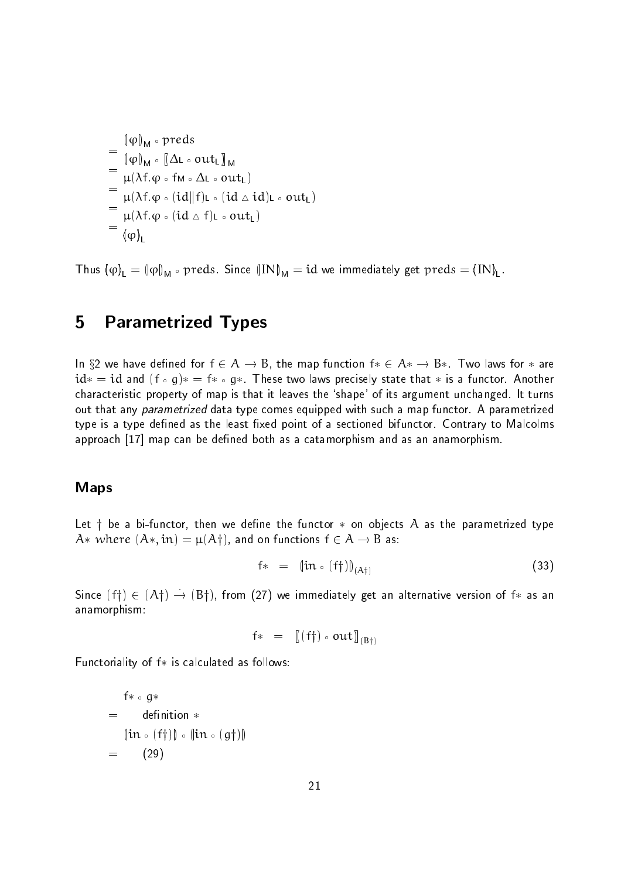$$
\begin{aligned}
&= (\!|\varphi|\!)_M \circ \mathrm{preds} \\
&= (\!|\varphi|\!)_M \circ [\![\Delta_L \circ \mathrm{out}_L]\!]_M \\
&= \mu(\lambda f.\varphi \circ f_M \circ \Delta_L \circ \mathrm{out}_L) \\
&= \mu(\lambda f.\varphi \circ (\mathrm{id} \| f)_L \circ (\mathrm{id} \vartriangle \mathrm{id})_L \circ \mathrm{out}_L) \\
&= \mu(\lambda f.\varphi \circ (\mathrm{id} \vartriangle f)_L \circ \mathrm{out}_L) \\
&= \{\!|\varphi|\!\}_L
\end{aligned}
$$

Thus $\{\!|\varphi|\!\}_L = (\!|\varphi|\!)_M \circ \mathrm{preds}$. Since $(\!|\mathrm{IN}|\!)_M = \mathrm{id}$ we immediately get $\mathrm{preds} = \{\!|\mathrm{IN}|\!\}_L$.

# 5 Parametrized Types

In §2 we have defined for $f \in A \to B$, the map function $f* \in A* \to B*$. Two laws for $*$ are $\mathrm{id}* = \mathrm{id}$ and $(f \circ g)* = f* \circ g*$. These two laws precisely state that $*$ is a functor. Another characteristic property of map is that it leaves the 'shape' of its argument unchanged. It turns out that any *parametrized* data type comes equipped with such a map functor. A parametrized type is a type defined as the least fixed point of a sectioned bifunctor. Contrary to Malcolms approach [17] map can be defined both as a catamorphism and as an anamorphism.

## Maps

Let $\dagger$ be a bi-functor, then we define the functor $*$ on objects $A$ as the parametrized type $A*$ *where* $(A*, \mathrm{in}) = \mu(A\dagger)$, and on functions $f \in A \to B$ as:

$$
f* \quad = \quad (\!|\mathrm{in} \circ (f\dagger)|\!)_{(A\dagger)} \tag{33}
$$

Since $(f\dagger) \in (A\dagger) \dot{\to} (B\dagger)$, from (27) we immediately get an alternative version of $f*$ as an anamorphism:

$$
f* \quad = \quad [\![(f\dagger) \circ \mathrm{out}]\!]_{(B\dagger)}
$$

Functoriality of $f*$ is calculated as follows:

$$
\begin{aligned}
& f* \circ g* \\
= & \quad \text{definition } * \\
& (\!|\mathrm{in} \circ (f\dagger)|\!) \circ (\!|\mathrm{in} \circ (g\dagger)|\!) \\
= & \quad (29)
\end{aligned}
$$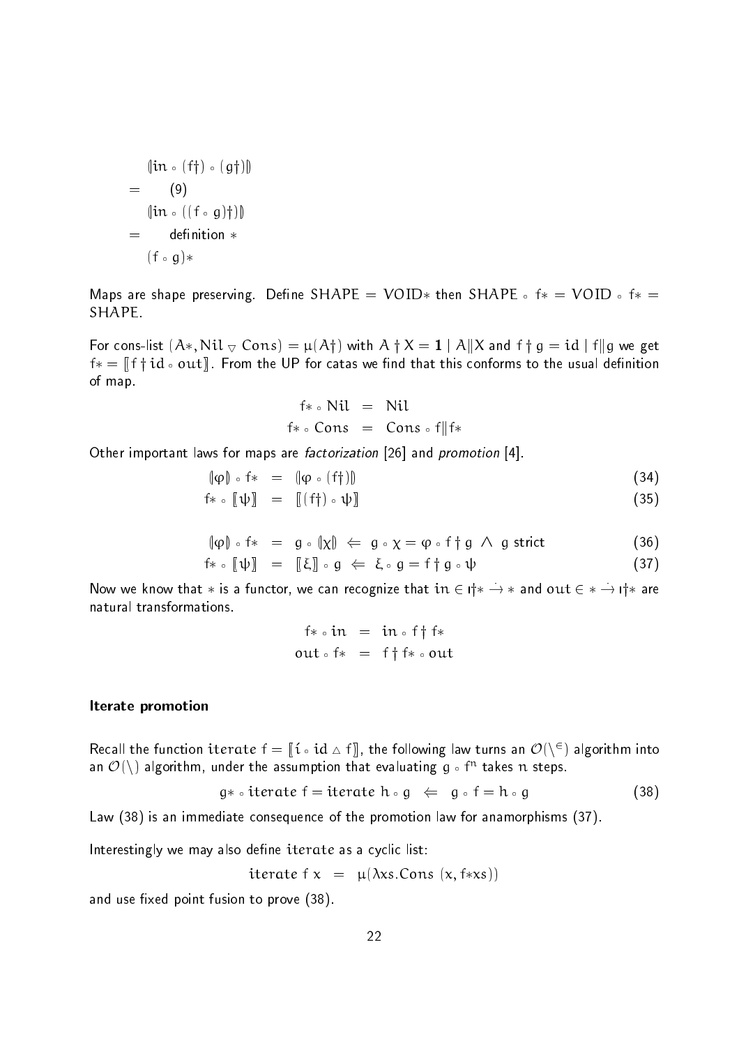$$
\begin{aligned}
& (\!|\mathit{in} \circ (f\dagger) \circ (g\dagger)|\!) \\
= & \quad (9) \\
& (\!|\mathit{in} \circ ((f \circ g)\dagger)|\!) \\
= & \quad \text{definition } * \\
& (f \circ g)*
\end{aligned}
$$

Maps are shape preserving. Define $\mathrm{SHAPE} = \mathrm{VOID}*$ then $\mathrm{SHAPE} \circ f* = \mathrm{VOID} \circ f* = \mathrm{SHAPE}$.

For cons-list $(A*, \mathit{Nil} \triangledown \mathit{Cons}) = \mu(A\dagger)$ with $A \dagger X = \mathbf{1} \mid A \| X$ and $f \dagger g = \mathit{id} \mid f \| g$ we get $f* = [\![ f \dagger \mathit{id} \circ \mathit{out} ]\!]$. From the UP for catas we find that this conforms to the usual definition of map.

$$
\begin{aligned}
f* \circ \mathit{Nil} &= \mathit{Nil} \\
f* \circ \mathit{Cons} &= \mathit{Cons} \circ f \| f*
\end{aligned}
$$

Other important laws for maps are *factorization* [26] and *promotion* [4].

$$
\begin{aligned}
(\!|\varphi|\!) \circ f* &= (\!|\varphi \circ (f\dagger)|\!) && (34) \\
f* \circ [\![\psi]\!] &= [\![(f\dagger) \circ \psi]\!] && (35)
\end{aligned}
$$

$$
\begin{aligned}
(\!|\varphi|\!) \circ f* &= g \circ (\!|\chi|\!) \;\Leftarrow\; g \circ \chi = \varphi \circ f \dagger g \;\wedge\; g \text{ strict} && (36) \\
f* \circ [\![\psi]\!] &= [\![\xi]\!] \circ g \;\Leftarrow\; \xi \circ g = f \dagger g \circ \psi && (37)
\end{aligned}
$$

Now we know that $*$ is a functor, we can recognize that $\mathit{in} \in \imath\dagger* \dot{\to} *$ and $\mathit{out} \in * \dot{\to} \imath\dagger*$ are natural transformations.

$$
\begin{aligned}
f* \circ \mathit{in} &= \mathit{in} \circ f \dagger f* \\
\mathit{out} \circ f* &= f \dagger f* \circ \mathit{out}
\end{aligned}
$$

### Iterate promotion

Recall the function $\mathit{iterate}\ f = [\![\acute{\imath} \circ \mathit{id} \vartriangle f]\!]$, the following law turns an $\mathcal{O}(\backslash^{\in})$ algorithm into an $\mathcal{O}(\backslash)$ algorithm, under the assumption that evaluating $g \circ f^n$ takes $n$ steps.

$$
g* \circ \mathit{iterate}\ f = \mathit{iterate}\ h \circ g \;\Leftarrow\; g \circ f = h \circ g \qquad (38)
$$

Law (38) is an immediate consequence of the promotion law for anamorphisms (37).

Interestingly we may also define $\mathit{iterate}$ as a cyclic list:

$$
\mathit{iterate}\ f\ x \;=\; \mu(\lambda xs.\mathit{Cons}\ (x, f{*}xs))
$$

and use fixed point fusion to prove (38).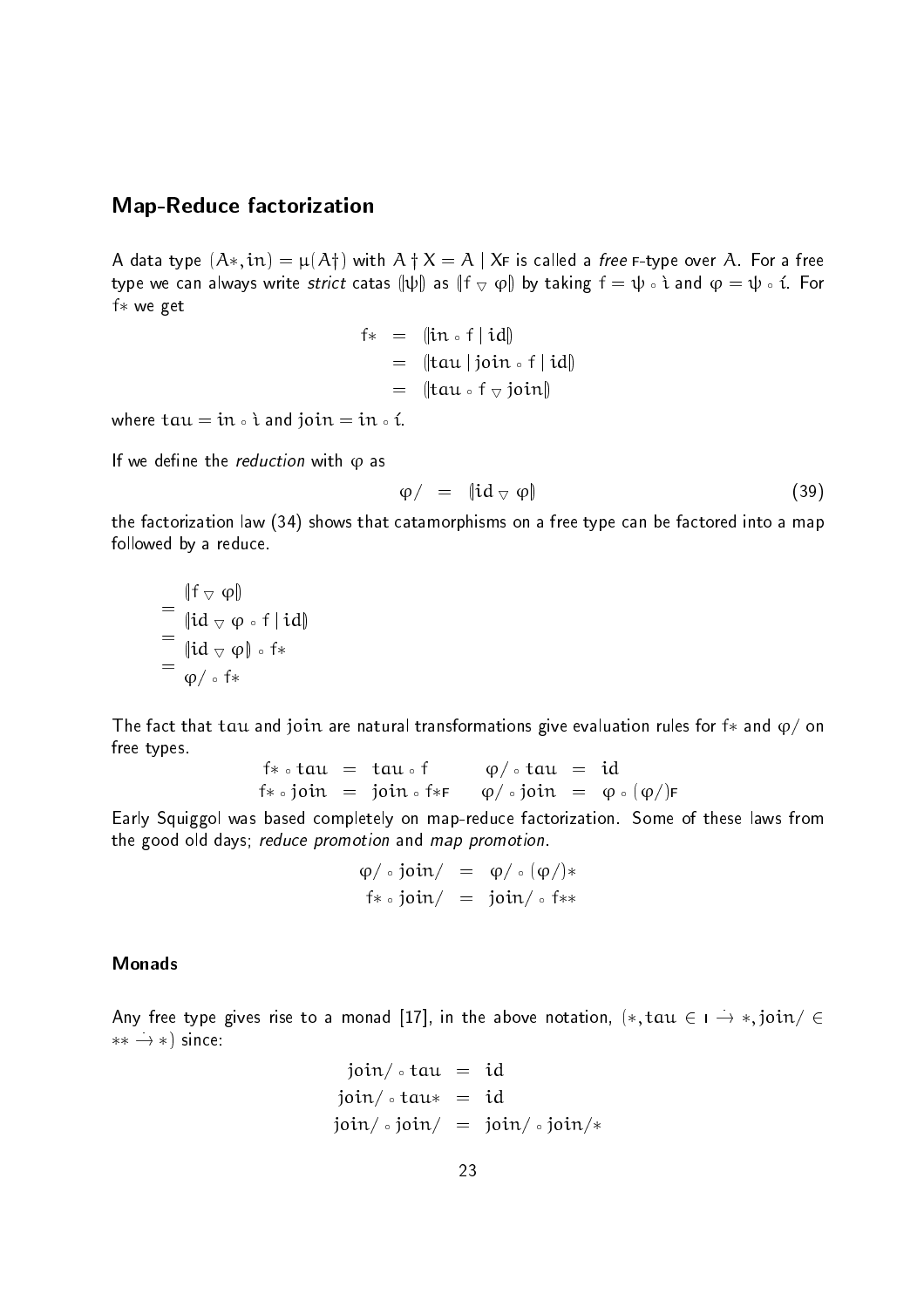## Map-Reduce factorization

A data type $(A*, in) = \mu(A\dagger)$ with $A \dagger X = A \mid X_F$ is called a *free* F-type over $A$. For a free type we can always write *strict* catas $(\!|\psi|\!)$ as $(\!|f \triangledown \varphi|\!)$ by taking $f = \psi \circ \grave{\imath}$ and $\varphi = \psi \circ \acute{\imath}$. For $f*$ we get

$$
\begin{aligned}
f* &= (\!|in \circ f \mid id|\!) \\
&= (\!|tau \mid join \circ f \mid id|\!) \\
&= (\!|tau \circ f \triangledown join|\!)
\end{aligned}
$$

where $tau = in \circ \grave{\imath}$ and $join = in \circ \acute{\imath}$.

If we define the *reduction* with $\varphi$ as

$$
\varphi/ \quad = \quad (\!|id \triangledown \varphi|\!) \tag{39}
$$

the factorization law (34) shows that catamorphisms on a free type can be factored into a map followed by a reduce.

$$
\begin{aligned}
& (\!|f \triangledown \varphi|\!) \\
= \; & (\!|id \triangledown \varphi \circ f \mid id|\!) \\
= \; & (\!|id \triangledown \varphi|\!) \circ f* \\
= \; & \varphi/ \circ f*
\end{aligned}
$$

The fact that $tau$ and $join$ are natural transformations give evaluation rules for $f*$ and $\varphi/$ on free types.

$$
\begin{aligned}
f* \circ tau &= tau \circ f & \qquad \varphi/ \circ tau &= id \\
f* \circ join &= join \circ f*_F & \qquad \varphi/ \circ join &= \varphi \circ (\varphi/)_F
\end{aligned}
$$

Early Squiggol was based completely on map-reduce factorization. Some of these laws from the good old days; *reduce promotion* and *map promotion*.

$$
\begin{aligned}
\varphi/ \circ join/ &= \varphi/ \circ (\varphi/)* \\
f* \circ join/ &= join/ \circ f**
\end{aligned}
$$

### Monads

Any free type gives rise to a monad [17], in the above notation, $(*, tau \in I \dot{\to} *, join/ \in ** \dot{\to} *)$ since:

$$
\begin{aligned}
join/ \circ tau &= id \\
join/ \circ tau* &= id \\
join/ \circ join/ &= join/ \circ join/*
\end{aligned}
$$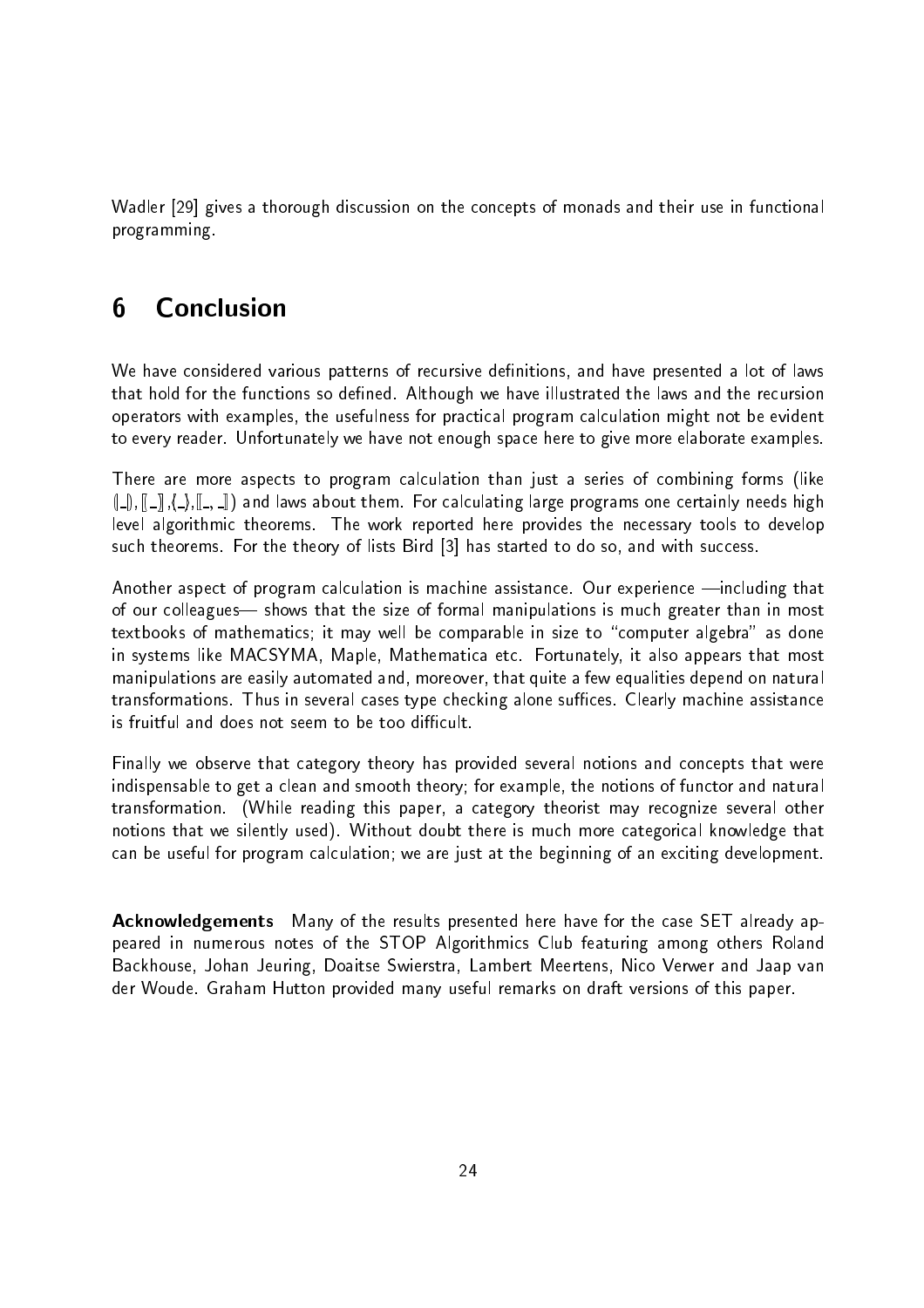Wadler [29] gives a thorough discussion on the concepts of monads and their use in functional programming.

# 6 Conclusion

We have considered various patterns of recursive definitions, and have presented a lot of laws that hold for the functions so defined. Although we have illustrated the laws and the recursion operators with examples, the usefulness for practical program calculation might not be evident to every reader. Unfortunately we have not enough space here to give more elaborate examples.

There are more aspects to program calculation than just a series of combining forms (like $(\!|\_|\!)$, $[\![\_]\!]$, $\{\!|\_|\!\}$, $[\![\_,\_]\!]$) and laws about them. For calculating large programs one certainly needs high level algorithmic theorems. The work reported here provides the necessary tools to develop such theorems. For the theory of lists Bird [3] has started to do so, and with success.

Another aspect of program calculation is machine assistance. Our experience —including that of our colleagues— shows that the size of formal manipulations is much greater than in most textbooks of mathematics; it may well be comparable in size to "computer algebra" as done in systems like MACSYMA, Maple, Mathematica etc. Fortunately, it also appears that most manipulations are easily automated and, moreover, that quite a few equalities depend on natural transformations. Thus in several cases type checking alone suffices. Clearly machine assistance is fruitful and does not seem to be too difficult.

Finally we observe that category theory has provided several notions and concepts that were indispensable to get a clean and smooth theory; for example, the notions of functor and natural transformation. (While reading this paper, a category theorist may recognize several other notions that we silently used). Without doubt there is much more categorical knowledge that can be useful for program calculation; we are just at the beginning of an exciting development.

**Acknowledgements** Many of the results presented here have for the case SET already appeared in numerous notes of the STOP Algorithmics Club featuring among others Roland Backhouse, Johan Jeuring, Doaitse Swierstra, Lambert Meertens, Nico Verwer and Jaap van der Woude. Graham Hutton provided many useful remarks on draft versions of this paper.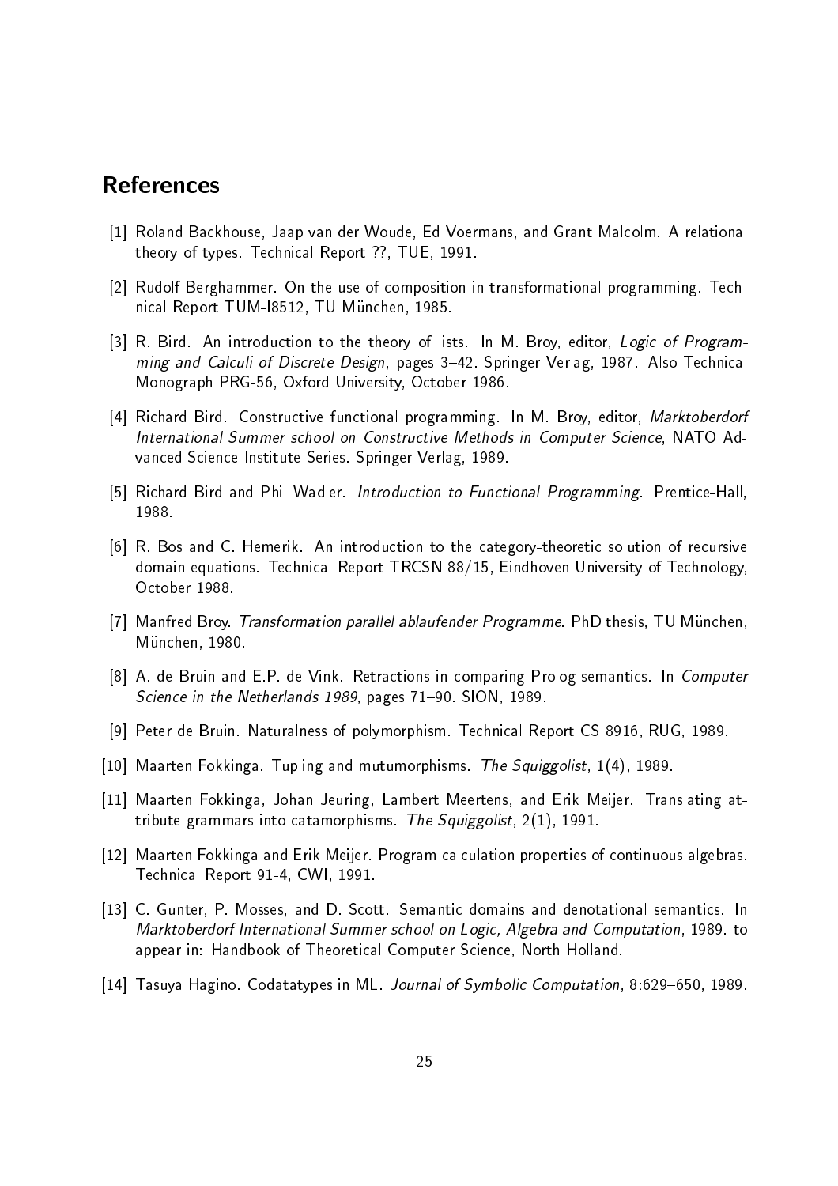## References

[1] Roland Backhouse, Jaap van der Woude, Ed Voermans, and Grant Malcolm. A relational theory of types. Technical Report ??, TUE, 1991.

[2] Rudolf Berghammer. On the use of composition in transformational programming. Technical Report TUM-I8512, TU München, 1985.

[3] R. Bird. An introduction to the theory of lists. In M. Broy, editor, *Logic of Programming and Calculi of Discrete Design*, pages 3–42. Springer Verlag, 1987. Also Technical Monograph PRG-56, Oxford University, October 1986.

[4] Richard Bird. Constructive functional programming. In M. Broy, editor, *Marktoberdorf International Summer school on Constructive Methods in Computer Science*, NATO Advanced Science Institute Series. Springer Verlag, 1989.

[5] Richard Bird and Phil Wadler. *Introduction to Functional Programming*. Prentice-Hall, 1988.

[6] R. Bos and C. Hemerik. An introduction to the category-theoretic solution of recursive domain equations. Technical Report TRCSN 88/15, Eindhoven University of Technology, October 1988.

[7] Manfred Broy. *Transformation parallel ablaufender Programme*. PhD thesis, TU München, München, 1980.

[8] A. de Bruin and E.P. de Vink. Retractions in comparing Prolog semantics. In *Computer Science in the Netherlands 1989*, pages 71–90. SION, 1989.

[9] Peter de Bruin. Naturalness of polymorphism. Technical Report CS 8916, RUG, 1989.

[10] Maarten Fokkinga. Tupling and mutumorphisms. *The Squiggolist*, 1(4), 1989.

[11] Maarten Fokkinga, Johan Jeuring, Lambert Meertens, and Erik Meijer. Translating attribute grammars into catamorphisms. *The Squiggolist*, 2(1), 1991.

[12] Maarten Fokkinga and Erik Meijer. Program calculation properties of continuous algebras. Technical Report 91-4, CWI, 1991.

[13] C. Gunter, P. Mosses, and D. Scott. Semantic domains and denotational semantics. In *Marktoberdorf International Summer school on Logic, Algebra and Computation*, 1989. to appear in: Handbook of Theoretical Computer Science, North Holland.

[14] Tasuya Hagino. Codatatypes in ML. *Journal of Symbolic Computation*, 8:629–650, 1989.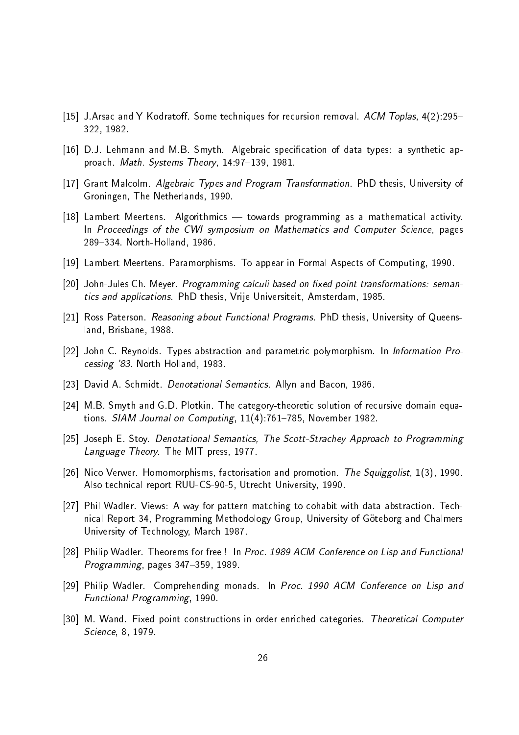[15] J.Arsac and Y Kodratoff. Some techniques for recursion removal. *ACM Toplas*, 4(2):295–322, 1982.

[16] D.J. Lehmann and M.B. Smyth. Algebraic specification of data types: a synthetic approach. *Math. Systems Theory*, 14:97–139, 1981.

[17] Grant Malcolm. *Algebraic Types and Program Transformation*. PhD thesis, University of Groningen, The Netherlands, 1990.

[18] Lambert Meertens. Algorithmics — towards programming as a mathematical activity. In *Proceedings of the CWI symposium on Mathematics and Computer Science*, pages 289–334. North-Holland, 1986.

[19] Lambert Meertens. Paramorphisms. To appear in Formal Aspects of Computing, 1990.

[20] John-Jules Ch. Meyer. *Programming calculi based on fixed point transformations: semantics and applications*. PhD thesis, Vrije Universiteit, Amsterdam, 1985.

[21] Ross Paterson. *Reasoning about Functional Programs*. PhD thesis, University of Queensland, Brisbane, 1988.

[22] John C. Reynolds. Types abstraction and parametric polymorphism. In *Information Processing '83*. North Holland, 1983.

[23] David A. Schmidt. *Denotational Semantics*. Allyn and Bacon, 1986.

[24] M.B. Smyth and G.D. Plotkin. The category-theoretic solution of recursive domain equations. *SIAM Journal on Computing*, 11(4):761–785, November 1982.

[25] Joseph E. Stoy. *Denotational Semantics, The Scott-Strachey Approach to Programming Language Theory*. The MIT press, 1977.

[26] Nico Verwer. Homomorphisms, factorisation and promotion. *The Squiggolist*, 1(3), 1990. Also technical report RUU-CS-90-5, Utrecht University, 1990.

[27] Phil Wadler. Views: A way for pattern matching to cohabit with data abstraction. Technical Report 34, Programming Methodology Group, University of Göteborg and Chalmers University of Technology, March 1987.

[28] Philip Wadler. Theorems for free ! In *Proc. 1989 ACM Conference on Lisp and Functional Programming*, pages 347–359, 1989.

[29] Philip Wadler. Comprehending monads. In *Proc. 1990 ACM Conference on Lisp and Functional Programming*, 1990.

[30] M. Wand. Fixed point constructions in order enriched categories. *Theoretical Computer Science*, 8, 1979.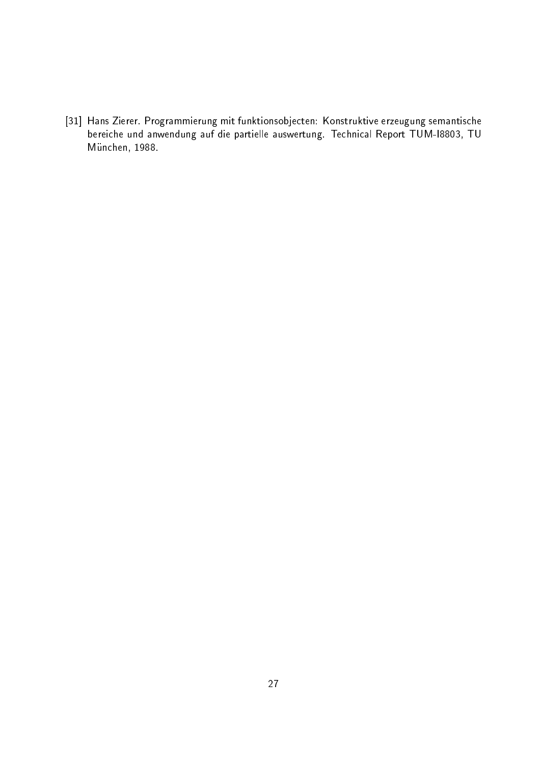[31] Hans Zierer. Programmierung mit funktionsobjecten: Konstruktive erzeugung semantische bereiche und anwendung auf die partielle auswertung. Technical Report TUM-I8803, TU München, 1988.